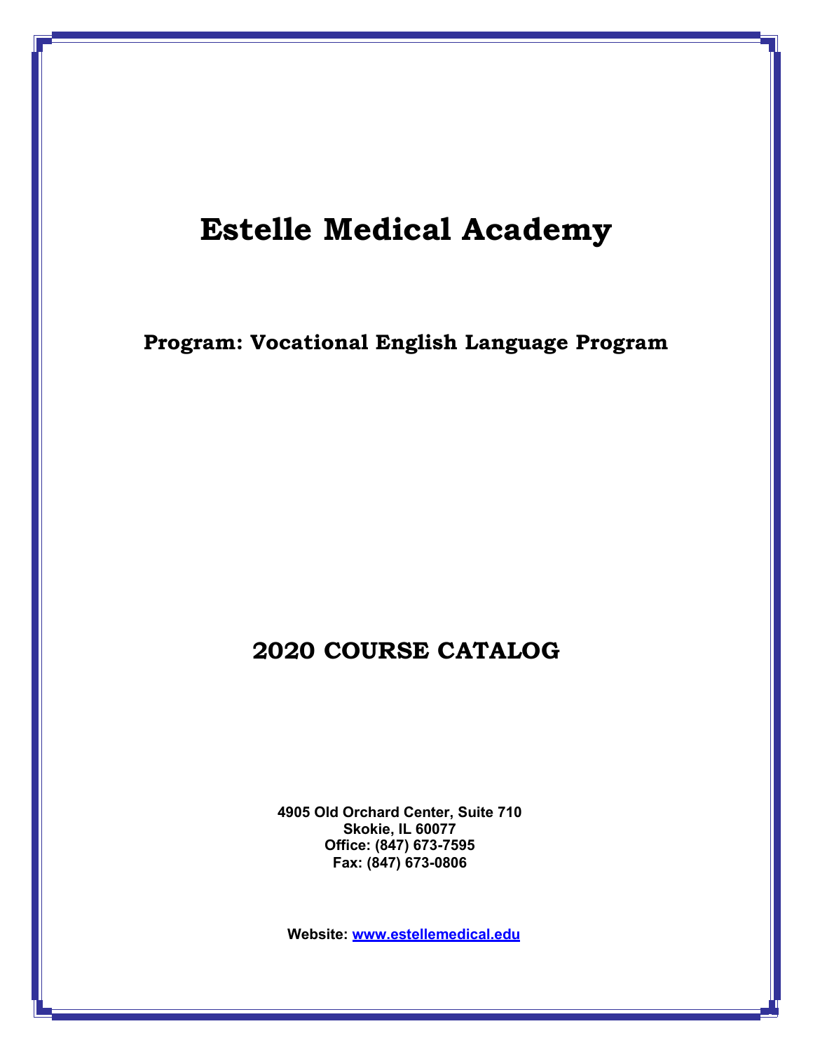# Estelle Medical Academy

## Program: Vocational English Language Program

## 2020 COURSE CATALOG

**4905 Old Orchard Center, Suite 710**
**Skokie, IL 60077**
**Office: (847) 673-7595**
**Fax: (847) 673-0806**

**Website: [www.estellemedical.edu](http://www.estellemedical.edu)**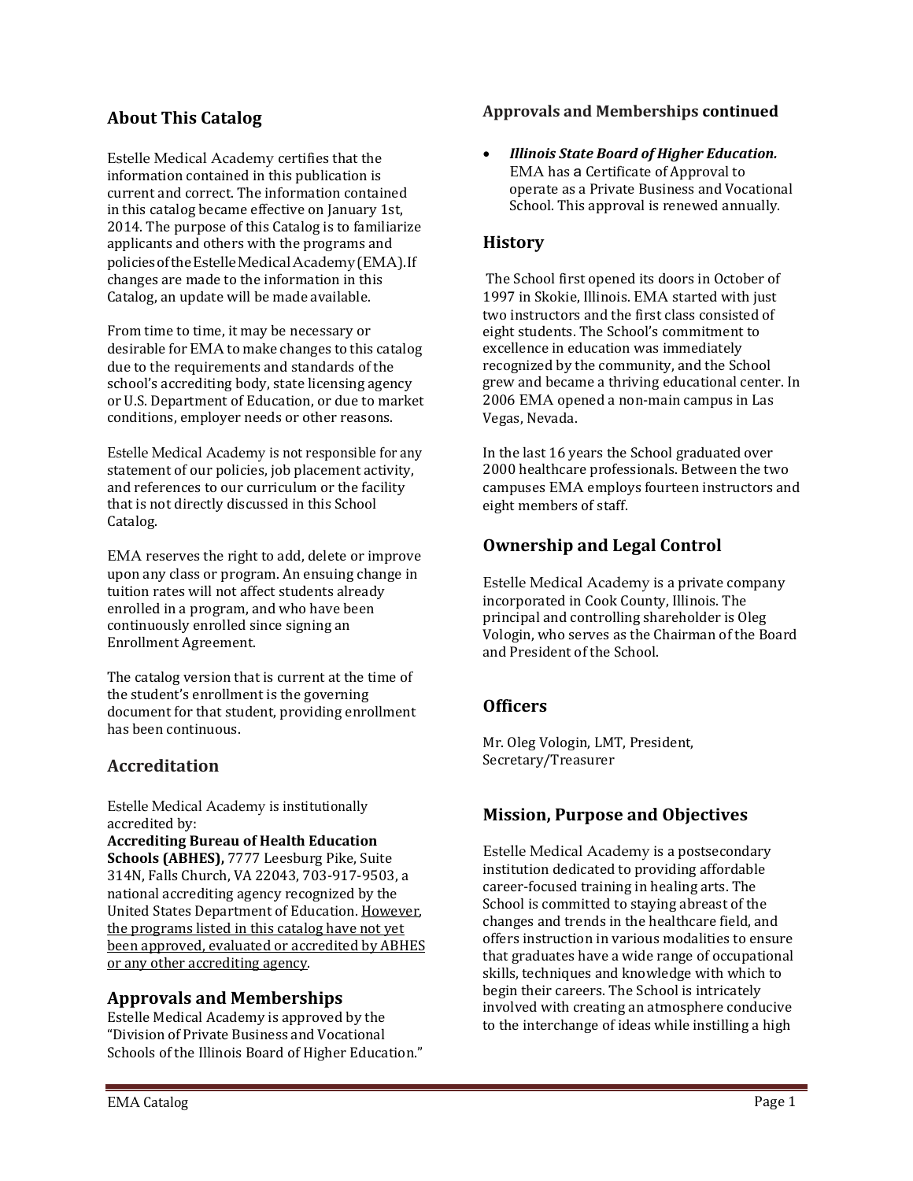## About This Catalog

Estelle Medical Academy certifies that the information contained in this publication is current and correct. The information contained in this catalog became effective on January 1st, 2014. The purpose of this Catalog is to familiarize applicants and others with the programs and policies of the Estelle Medical Academy (EMA). If changes are made to the information in this Catalog, an update will be made available.

From time to time, it may be necessary or desirable for EMA to make changes to this catalog due to the requirements and standards of the school's accrediting body, state licensing agency or U.S. Department of Education, or due to market conditions, employer needs or other reasons.

Estelle Medical Academy is not responsible for any statement of our policies, job placement activity, and references to our curriculum or the facility that is not directly discussed in this School Catalog.

EMA reserves the right to add, delete or improve upon any class or program. An ensuing change in tuition rates will not affect students already enrolled in a program, and who have been continuously enrolled since signing an Enrollment Agreement.

The catalog version that is current at the time of the student's enrollment is the governing document for that student, providing enrollment has been continuous.

## Accreditation

Estelle Medical Academy is institutionally accredited by:
**Accrediting Bureau of Health Education Schools (ABHES),** 7777 Leesburg Pike, Suite 314N, Falls Church, VA 22043, 703-917-9503, a national accrediting agency recognized by the United States Department of Education. However, the programs listed in this catalog have not yet been approved, evaluated or accredited by ABHES or any other accrediting agency.

## Approvals and Memberships

Estelle Medical Academy is approved by the "Division of Private Business and Vocational Schools of the Illinois Board of Higher Education."

### Approvals and Memberships continued

- ***Illinois State Board of Higher Education.*** EMA has a Certificate of Approval to operate as a Private Business and Vocational School. This approval is renewed annually.

## History

The School first opened its doors in October of 1997 in Skokie, Illinois. EMA started with just two instructors and the first class consisted of eight students. The School's commitment to excellence in education was immediately recognized by the community, and the School grew and became a thriving educational center. In 2006 EMA opened a non-main campus in Las Vegas, Nevada.

In the last 16 years the School graduated over 2000 healthcare professionals. Between the two campuses EMA employs fourteen instructors and eight members of staff.

## Ownership and Legal Control

Estelle Medical Academy is a private company incorporated in Cook County, Illinois. The principal and controlling shareholder is Oleg Vologin, who serves as the Chairman of the Board and President of the School.

## Officers

Mr. Oleg Vologin, LMT, President, Secretary/Treasurer

## Mission, Purpose and Objectives

Estelle Medical Academy is a postsecondary institution dedicated to providing affordable career-focused training in healing arts. The School is committed to staying abreast of the changes and trends in the healthcare field, and offers instruction in various modalities to ensure that graduates have a wide range of occupational skills, techniques and knowledge with which to begin their careers. The School is intricately involved with creating an atmosphere conducive to the interchange of ideas while instilling a high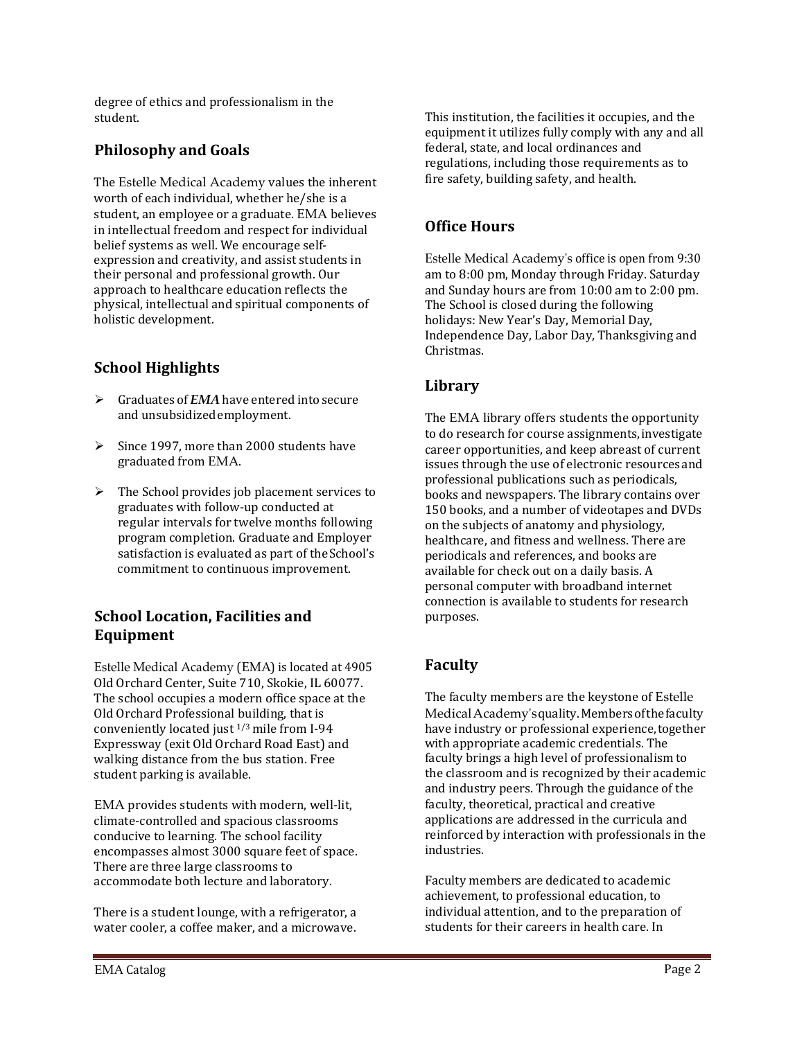degree of ethics and professionalism in the student.

## Philosophy and Goals

The Estelle Medical Academy values the inherent worth of each individual, whether he/she is a student, an employee or a graduate. EMA believes in intellectual freedom and respect for individual belief systems as well. We encourage self-expression and creativity, and assist students in their personal and professional growth. Our approach to healthcare education reflects the physical, intellectual and spiritual components of holistic development.

## School Highlights

- Graduates of ***EMA*** have entered into secure and unsubsidized employment.
- Since 1997, more than 2000 students have graduated from EMA.
- The School provides job placement services to graduates with follow-up conducted at regular intervals for twelve months following program completion. Graduate and Employer satisfaction is evaluated as part of the School's commitment to continuous improvement.

## School Location, Facilities and Equipment

Estelle Medical Academy (EMA) is located at 4905 Old Orchard Center, Suite 710, Skokie, IL 60077. The school occupies a modern office space at the Old Orchard Professional building, that is conveniently located just 1/3 mile from I-94 Expressway (exit Old Orchard Road East) and walking distance from the bus station. Free student parking is available.

EMA provides students with modern, well-lit, climate-controlled and spacious classrooms conducive to learning. The school facility encompasses almost 3000 square feet of space. There are three large classrooms to accommodate both lecture and laboratory.

There is a student lounge, with a refrigerator, a water cooler, a coffee maker, and a microwave.

This institution, the facilities it occupies, and the equipment it utilizes fully comply with any and all federal, state, and local ordinances and regulations, including those requirements as to fire safety, building safety, and health.

## Office Hours

Estelle Medical Academy's office is open from 9:30 am to 8:00 pm, Monday through Friday. Saturday and Sunday hours are from 10:00 am to 2:00 pm. The School is closed during the following holidays: New Year's Day, Memorial Day, Independence Day, Labor Day, Thanksgiving and Christmas.

## Library

The EMA library offers students the opportunity to do research for course assignments, investigate career opportunities, and keep abreast of current issues through the use of electronic resources and professional publications such as periodicals, books and newspapers. The library contains over 150 books, and a number of videotapes and DVDs on the subjects of anatomy and physiology, healthcare, and fitness and wellness. There are periodicals and references, and books are available for check out on a daily basis. A personal computer with broadband internet connection is available to students for research purposes.

## Faculty

The faculty members are the keystone of Estelle Medical Academy's quality. Members of the faculty have industry or professional experience, together with appropriate academic credentials. The faculty brings a high level of professionalism to the classroom and is recognized by their academic and industry peers. Through the guidance of the faculty, theoretical, practical and creative applications are addressed in the curricula and reinforced by interaction with professionals in the industries.

Faculty members are dedicated to academic achievement, to professional education, to individual attention, and to the preparation of students for their careers in health care. In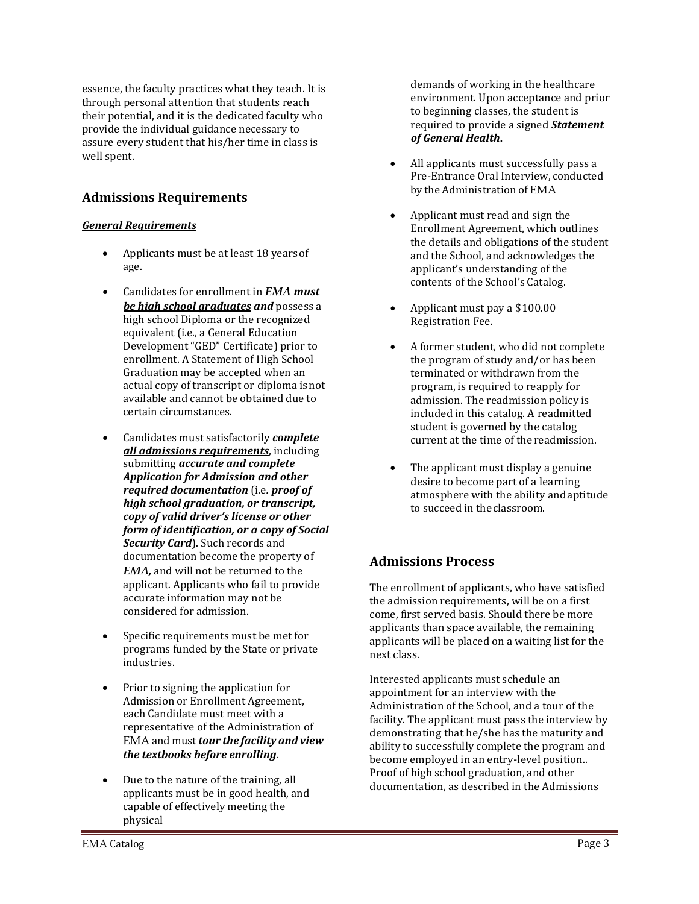essence, the faculty practices what they teach. It is through personal attention that students reach their potential, and it is the dedicated faculty who provide the individual guidance necessary to assure every student that his/her time in class is well spent.

## Admissions Requirements

***General Requirements***

- Applicants must be at least 18 years of age.
- Candidates for enrollment in *EMA* ***must be high school graduates*** ***and*** possess a high school Diploma or the recognized equivalent (i.e., a General Education Development "GED" Certificate) prior to enrollment. A Statement of High School Graduation may be accepted when an actual copy of transcript or diploma is not available and cannot be obtained due to certain circumstances.
- Candidates must satisfactorily ***complete all admissions requirements***, including submitting ***accurate and complete Application for Admission and other required documentation*** (i.e***. proof of high school graduation, or transcript, copy of valid driver's license or other form of identification, or a copy of Social Security Card***). Such records and documentation become the property of *EMA***,*** and will not be returned to the applicant. Applicants who fail to provide accurate information may not be considered for admission.
- Specific requirements must be met for programs funded by the State or private industries.
- Prior to signing the application for Admission or Enrollment Agreement, each Candidate must meet with a representative of the Administration of EMA and must ***tour the facility and view the textbooks before enrolling***.
- Due to the nature of the training, all applicants must be in good health, and capable of effectively meeting the physical demands of working in the healthcare environment. Upon acceptance and prior to beginning classes, the student is required to provide a signed ***Statement of General Health*****.**
- All applicants must successfully pass a Pre-Entrance Oral Interview, conducted by the Administration of EMA
- Applicant must read and sign the Enrollment Agreement, which outlines the details and obligations of the student and the School, and acknowledges the applicant's understanding of the contents of the School's Catalog.
- Applicant must pay a $100.00 Registration Fee.
- A former student, who did not complete the program of study and/or has been terminated or withdrawn from the program, is required to reapply for admission. The readmission policy is included in this catalog. A readmitted student is governed by the catalog current at the time of the readmission.
- The applicant must display a genuine desire to become part of a learning atmosphere with the ability and aptitude to succeed in the classroom.

## Admissions Process

The enrollment of applicants, who have satisfied the admission requirements, will be on a first come, first served basis. Should there be more applicants than space available, the remaining applicants will be placed on a waiting list for the next class.

Interested applicants must schedule an appointment for an interview with the Administration of the School, and a tour of the facility. The applicant must pass the interview by demonstrating that he/she has the maturity and ability to successfully complete the program and become employed in an entry-level position.. Proof of high school graduation, and other documentation, as described in the Admissions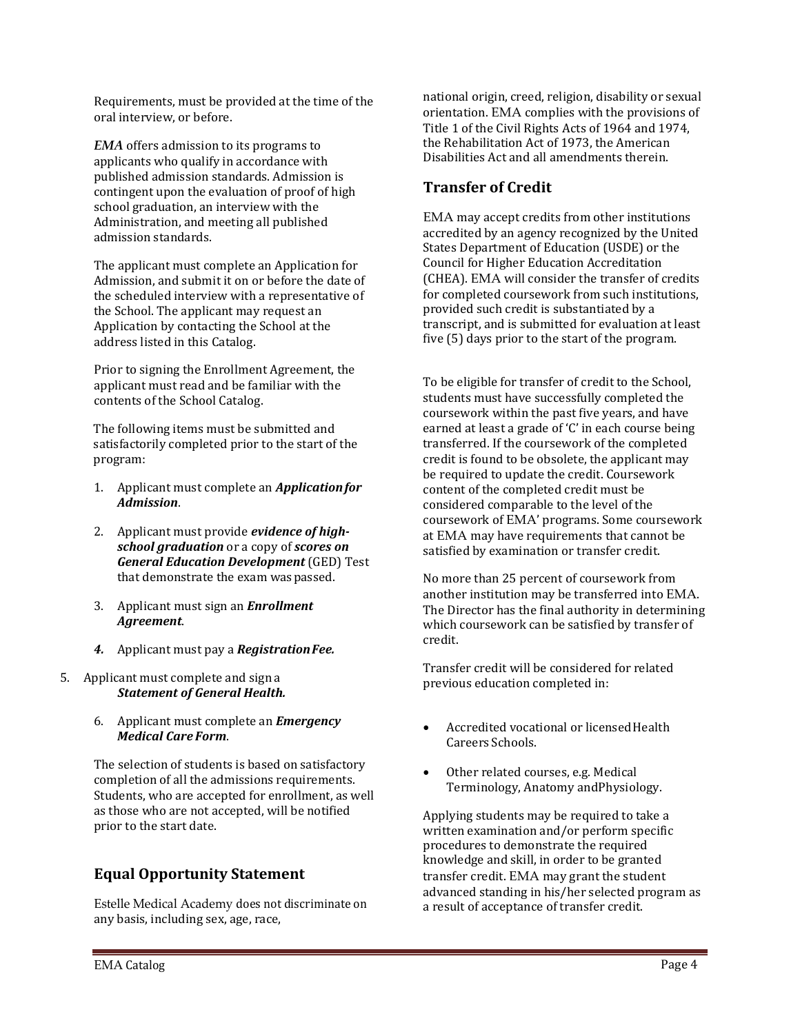Requirements, must be provided at the time of the oral interview, or before.

*EMA* offers admission to its programs to applicants who qualify in accordance with published admission standards. Admission is contingent upon the evaluation of proof of high school graduation, an interview with the Administration, and meeting all published admission standards.

The applicant must complete an Application for Admission, and submit it on or before the date of the scheduled interview with a representative of the School. The applicant may request an Application by contacting the School at the address listed in this Catalog.

Prior to signing the Enrollment Agreement, the applicant must read and be familiar with the contents of the School Catalog.

The following items must be submitted and satisfactorily completed prior to the start of the program:

1. Applicant must complete an ***Application for Admission***.
2. Applicant must provide ***evidence of high-school graduation*** or a copy of ***scores on General Education Development*** (GED) Test that demonstrate the exam was passed.
3. Applicant must sign an ***Enrollment Agreement***.
4. Applicant must pay a ***Registration Fee.***
5. Applicant must complete and sign a ***Statement of General Health.***
6. Applicant must complete an ***Emergency Medical Care Form***.

The selection of students is based on satisfactory completion of all the admissions requirements. Students, who are accepted for enrollment, as well as those who are not accepted, will be notified prior to the start date.

## Equal Opportunity Statement

Estelle Medical Academy does not discriminate on any basis, including sex, age, race, national origin, creed, religion, disability or sexual orientation. EMA complies with the provisions of Title 1 of the Civil Rights Acts of 1964 and 1974, the Rehabilitation Act of 1973, the American Disabilities Act and all amendments therein.

## Transfer of Credit

EMA may accept credits from other institutions accredited by an agency recognized by the United States Department of Education (USDE) or the Council for Higher Education Accreditation (CHEA). EMA will consider the transfer of credits for completed coursework from such institutions, provided such credit is substantiated by a transcript, and is submitted for evaluation at least five (5) days prior to the start of the program.

To be eligible for transfer of credit to the School, students must have successfully completed the coursework within the past five years, and have earned at least a grade of 'C' in each course being transferred. If the coursework of the completed credit is found to be obsolete, the applicant may be required to update the credit. Coursework content of the completed credit must be considered comparable to the level of the coursework of EMA' programs. Some coursework at EMA may have requirements that cannot be satisfied by examination or transfer credit.

No more than 25 percent of coursework from another institution may be transferred into EMA. The Director has the final authority in determining which coursework can be satisfied by transfer of credit.

Transfer credit will be considered for related previous education completed in:

- Accredited vocational or licensed Health Careers Schools.
- Other related courses, e.g. Medical Terminology, Anatomy and Physiology.

Applying students may be required to take a written examination and/or perform specific procedures to demonstrate the required knowledge and skill, in order to be granted transfer credit. EMA may grant the student advanced standing in his/her selected program as a result of acceptance of transfer credit.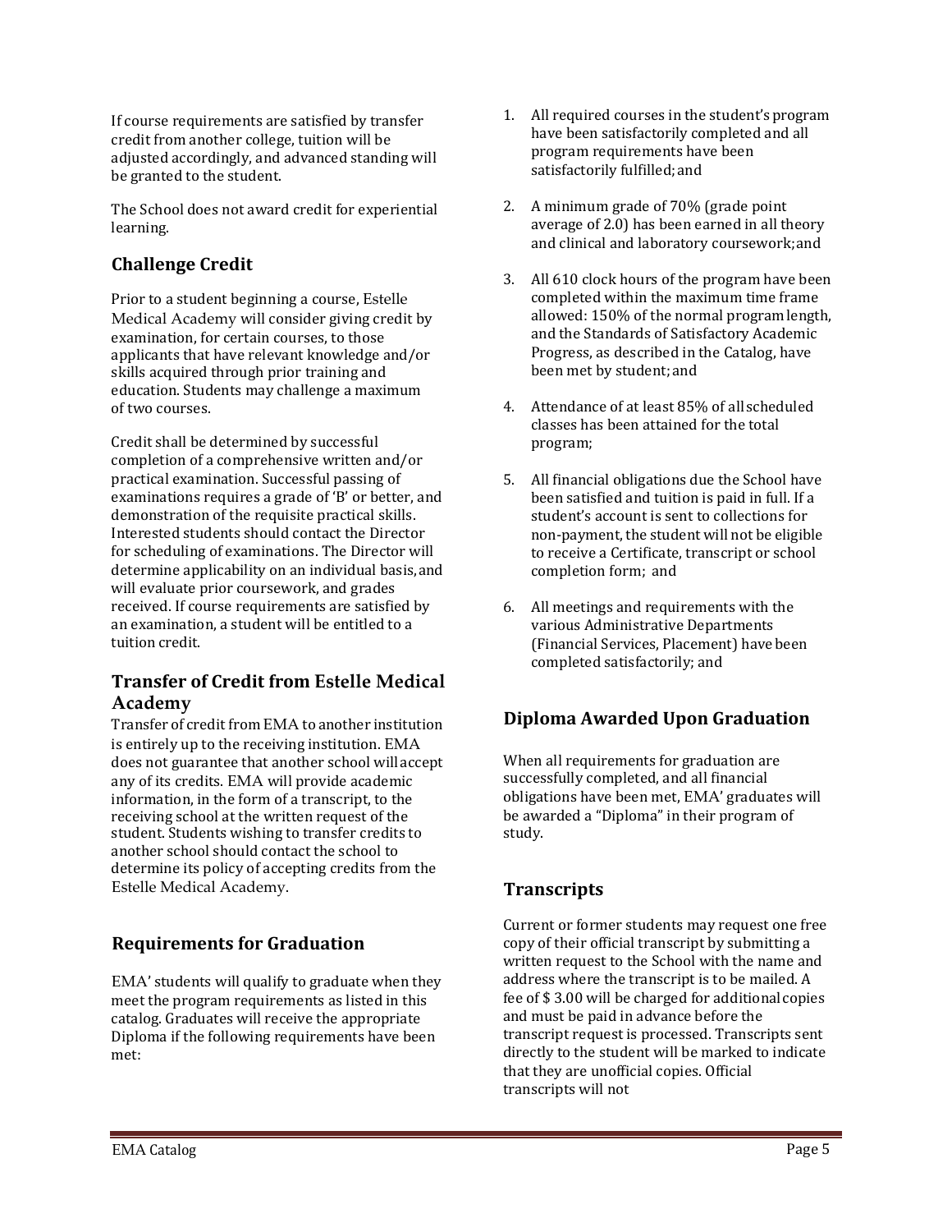If course requirements are satisfied by transfer credit from another college, tuition will be adjusted accordingly, and advanced standing will be granted to the student.

The School does not award credit for experiential learning.

## Challenge Credit

Prior to a student beginning a course, Estelle Medical Academy will consider giving credit by examination, for certain courses, to those applicants that have relevant knowledge and/or skills acquired through prior training and education. Students may challenge a maximum of two courses.

Credit shall be determined by successful completion of a comprehensive written and/or practical examination. Successful passing of examinations requires a grade of 'B' or better, and demonstration of the requisite practical skills. Interested students should contact the Director for scheduling of examinations. The Director will determine applicability on an individual basis, and will evaluate prior coursework, and grades received. If course requirements are satisfied by an examination, a student will be entitled to a tuition credit.

## Transfer of Credit from Estelle Medical Academy

Transfer of credit from EMA to another institution is entirely up to the receiving institution. EMA does not guarantee that another school will accept any of its credits. EMA will provide academic information, in the form of a transcript, to the receiving school at the written request of the student. Students wishing to transfer credits to another school should contact the school to determine its policy of accepting credits from the Estelle Medical Academy.

## Requirements for Graduation

EMA' students will qualify to graduate when they meet the program requirements as listed in this catalog. Graduates will receive the appropriate Diploma if the following requirements have been met:

1. All required courses in the student's program have been satisfactorily completed and all program requirements have been satisfactorily fulfilled; and
2. A minimum grade of 70% (grade point average of 2.0) has been earned in all theory and clinical and laboratory coursework; and
3. All 610 clock hours of the program have been completed within the maximum time frame allowed: 150% of the normal program length, and the Standards of Satisfactory Academic Progress, as described in the Catalog, have been met by student; and
4. Attendance of at least 85% of all scheduled classes has been attained for the total program;
5. All financial obligations due the School have been satisfied and tuition is paid in full. If a student's account is sent to collections for non-payment, the student will not be eligible to receive a Certificate, transcript or school completion form; and
6. All meetings and requirements with the various Administrative Departments (Financial Services, Placement) have been completed satisfactorily; and

## Diploma Awarded Upon Graduation

When all requirements for graduation are successfully completed, and all financial obligations have been met, EMA' graduates will be awarded a "Diploma" in their program of study.

## Transcripts

Current or former students may request one free copy of their official transcript by submitting a written request to the School with the name and address where the transcript is to be mailed. A fee of $ 3.00 will be charged for additional copies and must be paid in advance before the transcript request is processed. Transcripts sent directly to the student will be marked to indicate that they are unofficial copies. Official transcripts will not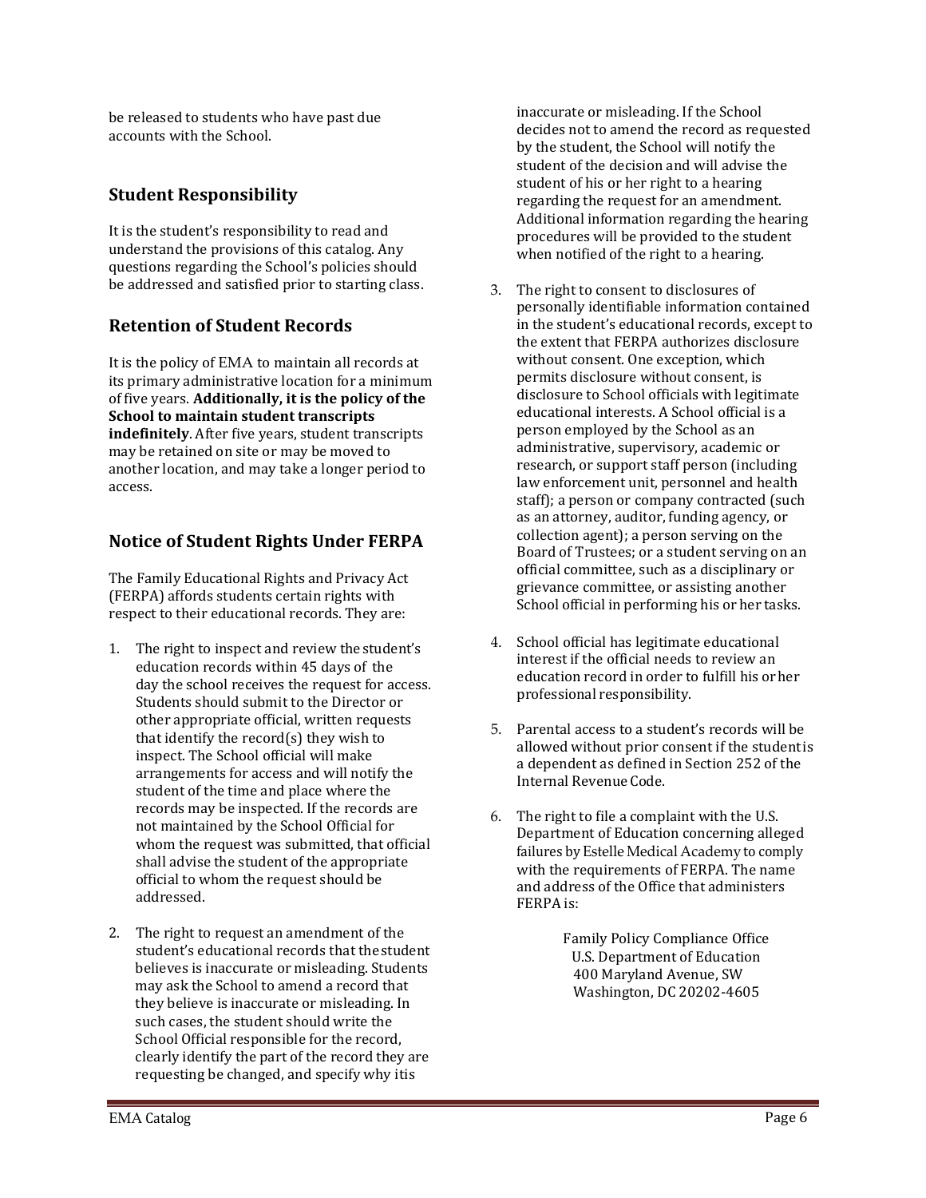be released to students who have past due accounts with the School.

## Student Responsibility

It is the student's responsibility to read and understand the provisions of this catalog. Any questions regarding the School's policies should be addressed and satisfied prior to starting class.

## Retention of Student Records

It is the policy of EMA to maintain all records at its primary administrative location for a minimum of five years. **Additionally, it is the policy of the School to maintain student transcripts indefinitely**. After five years, student transcripts may be retained on site or may be moved to another location, and may take a longer period to access.

## Notice of Student Rights Under FERPA

The Family Educational Rights and Privacy Act (FERPA) affords students certain rights with respect to their educational records. They are:

1. The right to inspect and review the student's education records within 45 days of the day the school receives the request for access. Students should submit to the Director or other appropriate official, written requests that identify the record(s) they wish to inspect. The School official will make arrangements for access and will notify the student of the time and place where the records may be inspected. If the records are not maintained by the School Official for whom the request was submitted, that official shall advise the student of the appropriate official to whom the request should be addressed.
2. The right to request an amendment of the student's educational records that the student believes is inaccurate or misleading. Students may ask the School to amend a record that they believe is inaccurate or misleading. In such cases, the student should write the School Official responsible for the record, clearly identify the part of the record they are requesting be changed, and specify why itis inaccurate or misleading. If the School decides not to amend the record as requested by the student, the School will notify the student of the decision and will advise the student of his or her right to a hearing regarding the request for an amendment. Additional information regarding the hearing procedures will be provided to the student when notified of the right to a hearing.
3. The right to consent to disclosures of personally identifiable information contained in the student's educational records, except to the extent that FERPA authorizes disclosure without consent. One exception, which permits disclosure without consent, is disclosure to School officials with legitimate educational interests. A School official is a person employed by the School as an administrative, supervisory, academic or research, or support staff person (including law enforcement unit, personnel and health staff); a person or company contracted (such as an attorney, auditor, funding agency, or collection agent); a person serving on the Board of Trustees; or a student serving on an official committee, such as a disciplinary or grievance committee, or assisting another School official in performing his or her tasks.
4. School official has legitimate educational interest if the official needs to review an education record in order to fulfill his or her professional responsibility.
5. Parental access to a student's records will be allowed without prior consent if the student is a dependent as defined in Section 252 of the Internal Revenue Code.
6. The right to file a complaint with the U.S. Department of Education concerning alleged failures by Estelle Medical Academy to comply with the requirements of FERPA. The name and address of the Office that administers FERPA is:

   Family Policy Compliance Office
   U.S. Department of Education
   400 Maryland Avenue, SW
   Washington, DC 20202-4605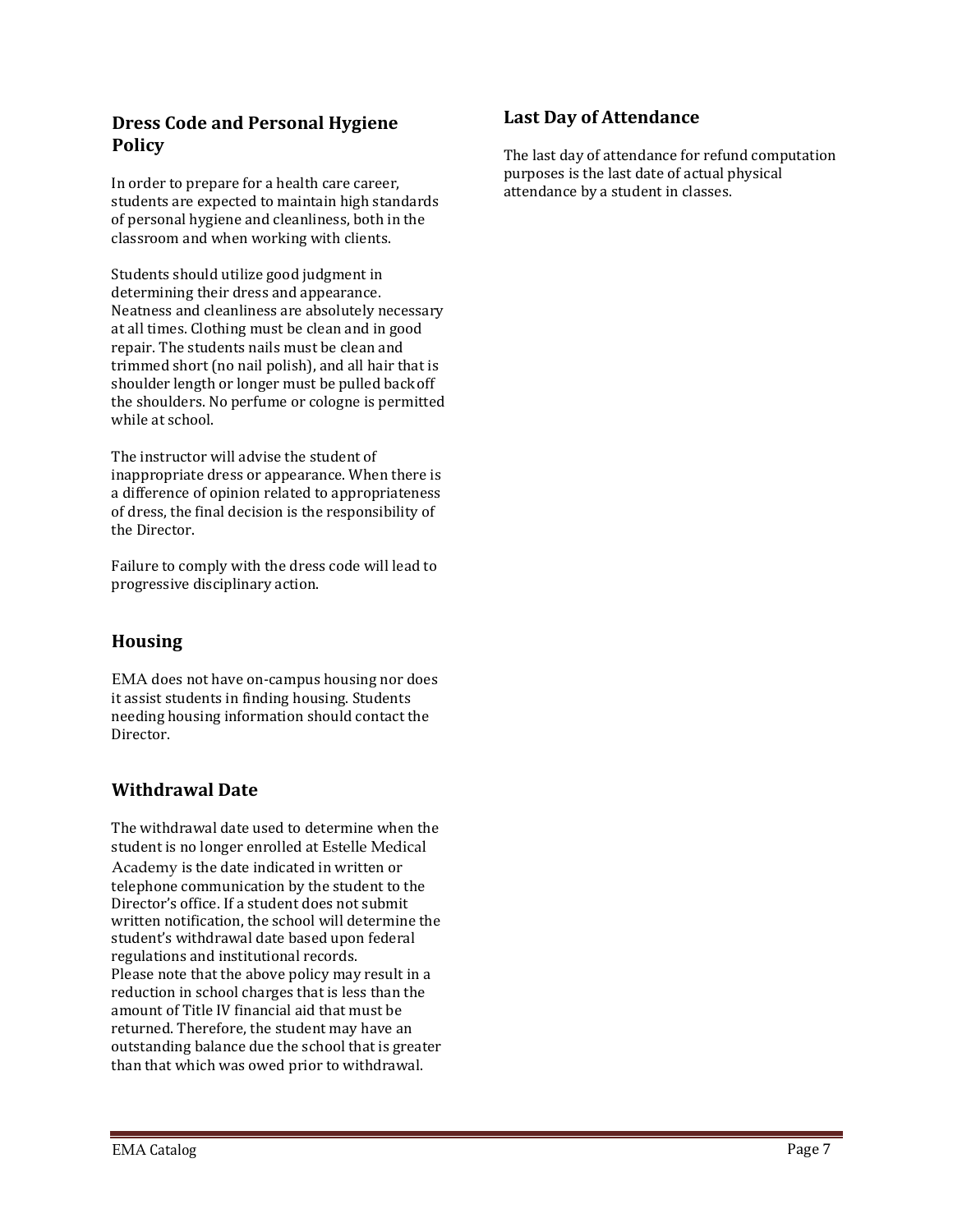## Dress Code and Personal Hygiene Policy

In order to prepare for a health care career, students are expected to maintain high standards of personal hygiene and cleanliness, both in the classroom and when working with clients.

Students should utilize good judgment in determining their dress and appearance. Neatness and cleanliness are absolutely necessary at all times. Clothing must be clean and in good repair. The students nails must be clean and trimmed short (no nail polish), and all hair that is shoulder length or longer must be pulled back off the shoulders. No perfume or cologne is permitted while at school.

The instructor will advise the student of inappropriate dress or appearance. When there is a difference of opinion related to appropriateness of dress, the final decision is the responsibility of the Director.

Failure to comply with the dress code will lead to progressive disciplinary action.

## Housing

EMA does not have on-campus housing nor does it assist students in finding housing. Students needing housing information should contact the Director.

## Withdrawal Date

The withdrawal date used to determine when the student is no longer enrolled at Estelle Medical Academy is the date indicated in written or telephone communication by the student to the Director's office. If a student does not submit written notification, the school will determine the student's withdrawal date based upon federal regulations and institutional records.
Please note that the above policy may result in a reduction in school charges that is less than the amount of Title IV financial aid that must be returned. Therefore, the student may have an outstanding balance due the school that is greater than that which was owed prior to withdrawal.

## Last Day of Attendance

The last day of attendance for refund computation purposes is the last date of actual physical attendance by a student in classes.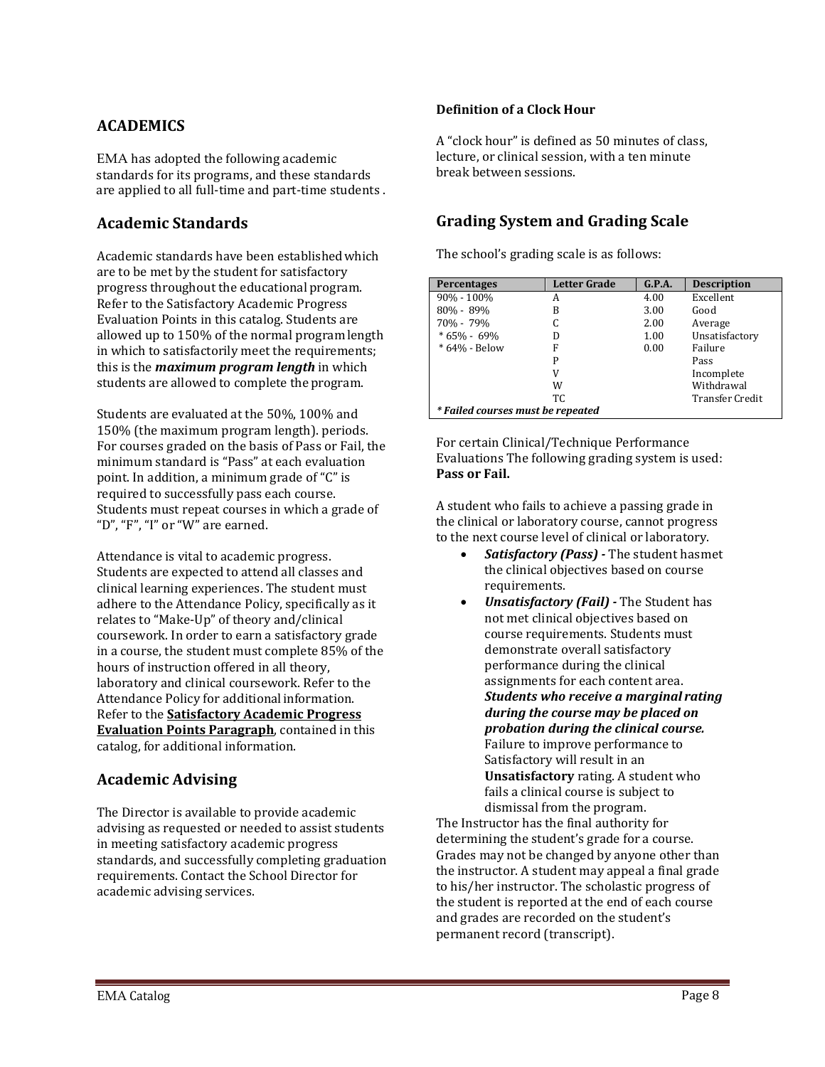## ACADEMICS

EMA has adopted the following academic standards for its programs, and these standards are applied to all full-time and part-time students .

## Academic Standards

Academic standards have been established which are to be met by the student for satisfactory progress throughout the educational program. Refer to the Satisfactory Academic Progress Evaluation Points in this catalog. Students are allowed up to 150% of the normal program length in which to satisfactorily meet the requirements; this is the ***maximum program length*** in which students are allowed to complete the program.

Students are evaluated at the 50%, 100% and 150% (the maximum program length). periods. For courses graded on the basis of Pass or Fail, the minimum standard is "Pass" at each evaluation point. In addition, a minimum grade of "C" is required to successfully pass each course. Students must repeat courses in which a grade of "D", "F", "I" or "W" are earned.

Attendance is vital to academic progress. Students are expected to attend all classes and clinical learning experiences. The student must adhere to the Attendance Policy, specifically as it relates to "Make-Up" of theory and/clinical coursework. In order to earn a satisfactory grade in a course, the student must complete 85% of the hours of instruction offered in all theory, laboratory and clinical coursework. Refer to the Attendance Policy for additional information. Refer to the **Satisfactory Academic Progress Evaluation Points Paragraph**, contained in this catalog, for additional information.

## Academic Advising

The Director is available to provide academic advising as requested or needed to assist students in meeting satisfactory academic progress standards, and successfully completing graduation requirements. Contact the School Director for academic advising services.

**Definition of a Clock Hour**

A "clock hour" is defined as 50 minutes of class, lecture, or clinical session, with a ten minute break between sessions.

## Grading System and Grading Scale

The school's grading scale is as follows:

| Percentages | Letter Grade | G.P.A. | Description |
|---|---|---|---|
| 90% - 100% | A | 4.00 | Excellent |
| 80% - 89% | B | 3.00 | Good |
| 70% - 79% | C | 2.00 | Average |
| * 65% - 69% | D | 1.00 | Unsatisfactory |
| * 64% - Below | F | 0.00 | Failure |
| | P | | Pass |
| | V | | Incomplete |
| | W | | Withdrawal |
| | TC | | Transfer Credit |
| *\* Failed courses must be repeated* | | | |

For certain Clinical/Technique Performance Evaluations The following grading system is used: **Pass or Fail.**

A student who fails to achieve a passing grade in the clinical or laboratory course, cannot progress to the next course level of clinical or laboratory.

- ***Satisfactory (Pass)*** **-** The student hasmet the clinical objectives based on course requirements.
- ***Unsatisfactory (Fail)*** **-** The Student has not met clinical objectives based on course requirements. Students must demonstrate overall satisfactory performance during the clinical assignments for each content area. ***Students who receive a marginal rating during the course may be placed on probation during the clinical course.*** Failure to improve performance to Satisfactory will result in an **Unsatisfactory** rating. A student who fails a clinical course is subject to dismissal from the program.

The Instructor has the final authority for determining the student's grade for a course. Grades may not be changed by anyone other than the instructor. A student may appeal a final grade to his/her instructor. The scholastic progress of the student is reported at the end of each course and grades are recorded on the student's permanent record (transcript).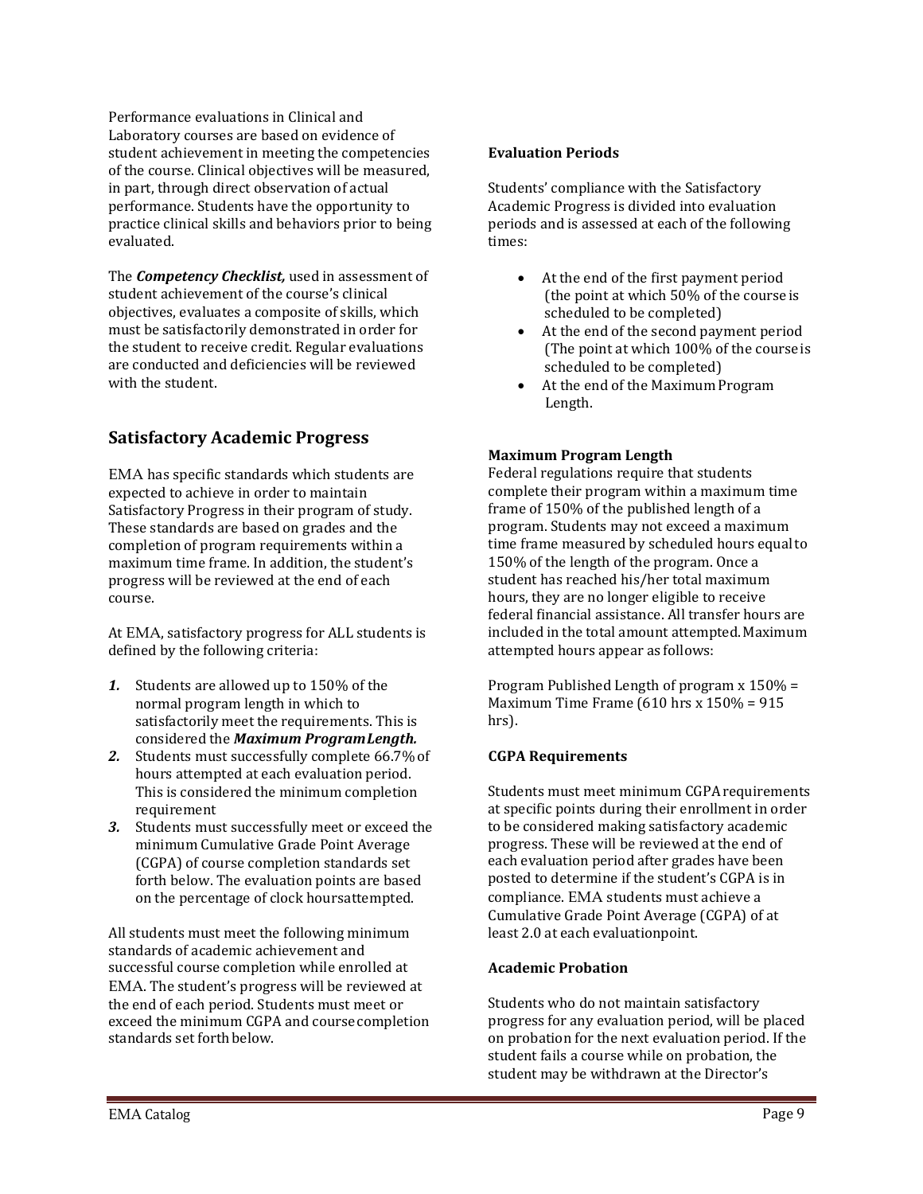Performance evaluations in Clinical and Laboratory courses are based on evidence of student achievement in meeting the competencies of the course. Clinical objectives will be measured, in part, through direct observation of actual performance. Students have the opportunity to practice clinical skills and behaviors prior to being evaluated.

The ***Competency Checklist,*** used in assessment of student achievement of the course's clinical objectives, evaluates a composite of skills, which must be satisfactorily demonstrated in order for the student to receive credit. Regular evaluations are conducted and deficiencies will be reviewed with the student.

## Satisfactory Academic Progress

EMA has specific standards which students are expected to achieve in order to maintain Satisfactory Progress in their program of study. These standards are based on grades and the completion of program requirements within a maximum time frame. In addition, the student's progress will be reviewed at the end of each course.

At EMA, satisfactory progress for ALL students is defined by the following criteria:

1. Students are allowed up to 150% of the normal program length in which to satisfactorily meet the requirements. This is considered the ***Maximum Program Length.***
2. Students must successfully complete 66.7% of hours attempted at each evaluation period. This is considered the minimum completion requirement
3. Students must successfully meet or exceed the minimum Cumulative Grade Point Average (CGPA) of course completion standards set forth below. The evaluation points are based on the percentage of clock hours attempted.

All students must meet the following minimum standards of academic achievement and successful course completion while enrolled at EMA. The student's progress will be reviewed at the end of each period. Students must meet or exceed the minimum CGPA and course completion standards set forth below.

**Evaluation Periods**

Students' compliance with the Satisfactory Academic Progress is divided into evaluation periods and is assessed at each of the following times:

- At the end of the first payment period (the point at which 50% of the course is scheduled to be completed)
- At the end of the second payment period (The point at which 100% of the course is scheduled to be completed)
- At the end of the Maximum Program Length.

**Maximum Program Length**

Federal regulations require that students complete their program within a maximum time frame of 150% of the published length of a program. Students may not exceed a maximum time frame measured by scheduled hours equal to 150% of the length of the program. Once a student has reached his/her total maximum hours, they are no longer eligible to receive federal financial assistance. All transfer hours are included in the total amount attempted. Maximum attempted hours appear as follows:

Program Published Length of program x 150% = Maximum Time Frame (610 hrs x 150% = 915 hrs).

**CGPA Requirements**

Students must meet minimum CGPA requirements at specific points during their enrollment in order to be considered making satisfactory academic progress. These will be reviewed at the end of each evaluation period after grades have been posted to determine if the student's CGPA is in compliance. EMA students must achieve a Cumulative Grade Point Average (CGPA) of at least 2.0 at each evaluation point.

**Academic Probation**

Students who do not maintain satisfactory progress for any evaluation period, will be placed on probation for the next evaluation period. If the student fails a course while on probation, the student may be withdrawn at the Director's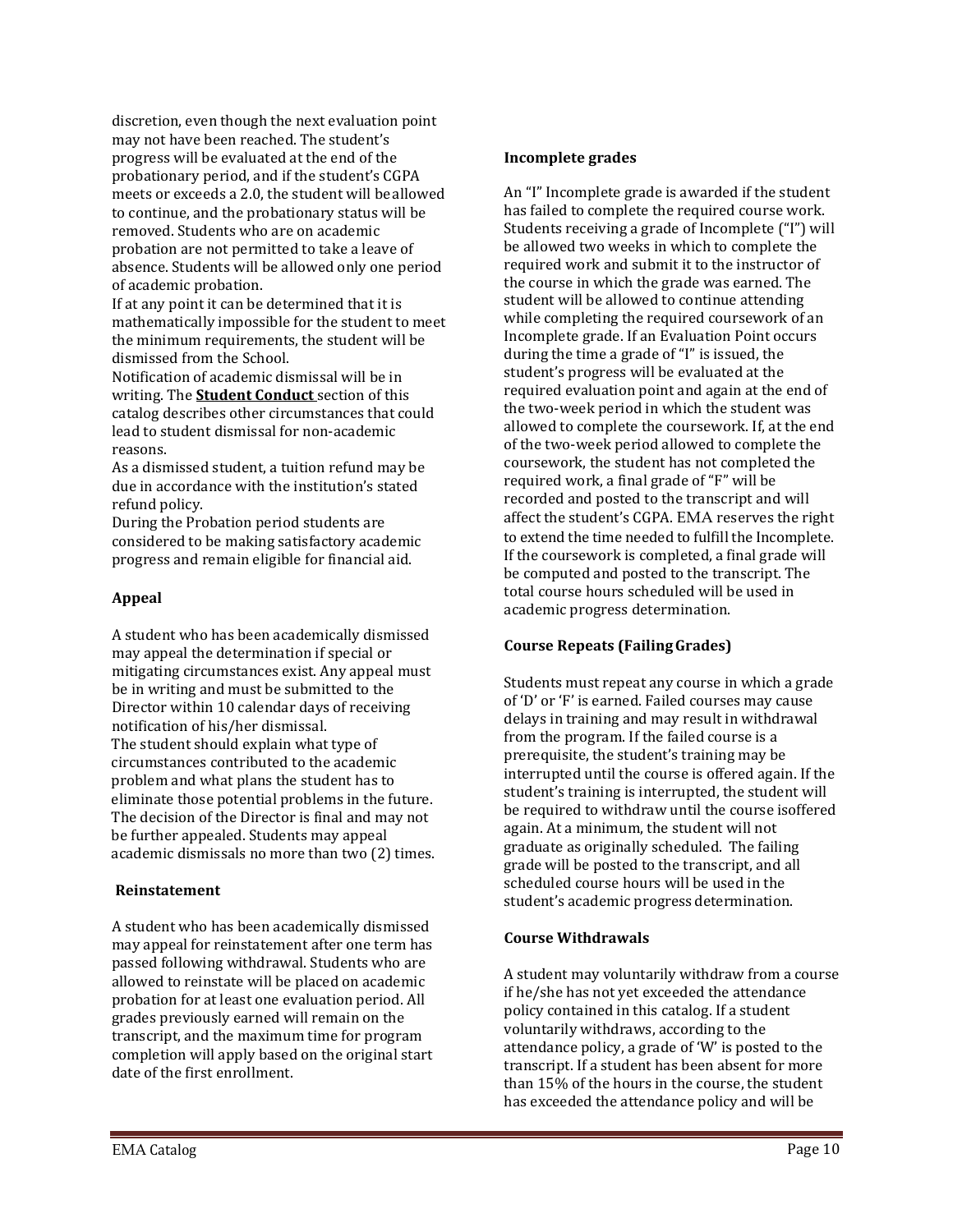discretion, even though the next evaluation point may not have been reached. The student's progress will be evaluated at the end of the probationary period, and if the student's CGPA meets or exceeds a 2.0, the student will be allowed to continue, and the probationary status will be removed. Students who are on academic probation are not permitted to take a leave of absence. Students will be allowed only one period of academic probation.

If at any point it can be determined that it is mathematically impossible for the student to meet the minimum requirements, the student will be dismissed from the School.

Notification of academic dismissal will be in writing. The **Student Conduct** section of this catalog describes other circumstances that could lead to student dismissal for non-academic reasons.

As a dismissed student, a tuition refund may be due in accordance with the institution's stated refund policy.

During the Probation period students are considered to be making satisfactory academic progress and remain eligible for financial aid.

### Appeal

A student who has been academically dismissed may appeal the determination if special or mitigating circumstances exist. Any appeal must be in writing and must be submitted to the Director within 10 calendar days of receiving notification of his/her dismissal.

The student should explain what type of circumstances contributed to the academic problem and what plans the student has to eliminate those potential problems in the future. The decision of the Director is final and may not be further appealed. Students may appeal academic dismissals no more than two (2) times.

### Reinstatement

A student who has been academically dismissed may appeal for reinstatement after one term has passed following withdrawal. Students who are allowed to reinstate will be placed on academic probation for at least one evaluation period. All grades previously earned will remain on the transcript, and the maximum time for program completion will apply based on the original start date of the first enrollment.

### Incomplete grades

An "I" Incomplete grade is awarded if the student has failed to complete the required course work. Students receiving a grade of Incomplete ("I") will be allowed two weeks in which to complete the required work and submit it to the instructor of the course in which the grade was earned. The student will be allowed to continue attending while completing the required coursework of an Incomplete grade. If an Evaluation Point occurs during the time a grade of "I" is issued, the student's progress will be evaluated at the required evaluation point and again at the end of the two-week period in which the student was allowed to complete the coursework. If, at the end of the two-week period allowed to complete the coursework, the student has not completed the required work, a final grade of "F" will be recorded and posted to the transcript and will affect the student's CGPA. EMA reserves the right to extend the time needed to fulfill the Incomplete. If the coursework is completed, a final grade will be computed and posted to the transcript. The total course hours scheduled will be used in academic progress determination.

### Course Repeats (Failing Grades)

Students must repeat any course in which a grade of 'D' or 'F' is earned. Failed courses may cause delays in training and may result in withdrawal from the program. If the failed course is a prerequisite, the student's training may be interrupted until the course is offered again. If the student's training is interrupted, the student will be required to withdraw until the course is offered again. At a minimum, the student will not graduate as originally scheduled. The failing grade will be posted to the transcript, and all scheduled course hours will be used in the student's academic progress determination.

### Course Withdrawals

A student may voluntarily withdraw from a course if he/she has not yet exceeded the attendance policy contained in this catalog. If a student voluntarily withdraws, according to the attendance policy, a grade of 'W' is posted to the transcript. If a student has been absent for more than 15% of the hours in the course, the student has exceeded the attendance policy and will be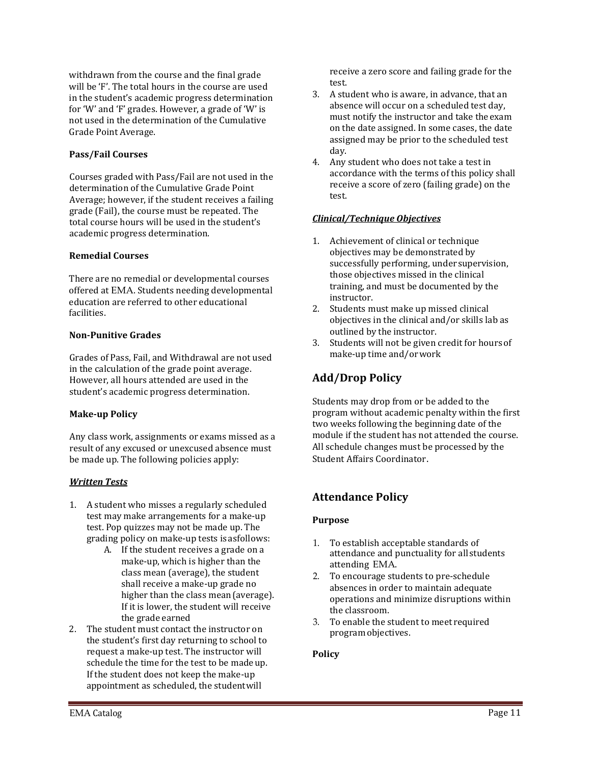withdrawn from the course and the final grade will be 'F'. The total hours in the course are used in the student's academic progress determination for 'W' and 'F' grades. However, a grade of 'W' is not used in the determination of the Cumulative Grade Point Average.

**Pass/Fail Courses**

Courses graded with Pass/Fail are not used in the determination of the Cumulative Grade Point Average; however, if the student receives a failing grade (Fail), the course must be repeated. The total course hours will be used in the student's academic progress determination.

**Remedial Courses**

There are no remedial or developmental courses offered at EMA. Students needing developmental education are referred to other educational facilities.

**Non-Punitive Grades**

Grades of Pass, Fail, and Withdrawal are not used in the calculation of the grade point average. However, all hours attended are used in the student's academic progress determination.

**Make-up Policy**

Any class work, assignments or exams missed as a result of any excused or unexcused absence must be made up. The following policies apply:

***Written Tests***

1. A student who misses a regularly scheduled test may make arrangements for a make-up test. Pop quizzes may not be made up. The grading policy on make-up tests is as follows:
   A. If the student receives a grade on a make-up, which is higher than the class mean (average), the student shall receive a make-up grade no higher than the class mean (average). If it is lower, the student will receive the grade earned
2. The student must contact the instructor on the student's first day returning to school to request a make-up test. The instructor will schedule the time for the test to be made up. If the student does not keep the make-up appointment as scheduled, the student will receive a zero score and failing grade for the test.
3. A student who is aware, in advance, that an absence will occur on a scheduled test day, must notify the instructor and take the exam on the date assigned. In some cases, the date assigned may be prior to the scheduled test day.
4. Any student who does not take a test in accordance with the terms of this policy shall receive a score of zero (failing grade) on the test.

***Clinical/Technique Objectives***

1. Achievement of clinical or technique objectives may be demonstrated by successfully performing, under supervision, those objectives missed in the clinical training, and must be documented by the instructor.
2. Students must make up missed clinical objectives in the clinical and/or skills lab as outlined by the instructor.
3. Students will not be given credit for hours of make-up time and/or work

## Add/Drop Policy

Students may drop from or be added to the program without academic penalty within the first two weeks following the beginning date of the module if the student has not attended the course. All schedule changes must be processed by the Student Affairs Coordinator.

## Attendance Policy

**Purpose**

1. To establish acceptable standards of attendance and punctuality for all students attending EMA.
2. To encourage students to pre-schedule absences in order to maintain adequate operations and minimize disruptions within the classroom.
3. To enable the student to meet required program objectives.

**Policy**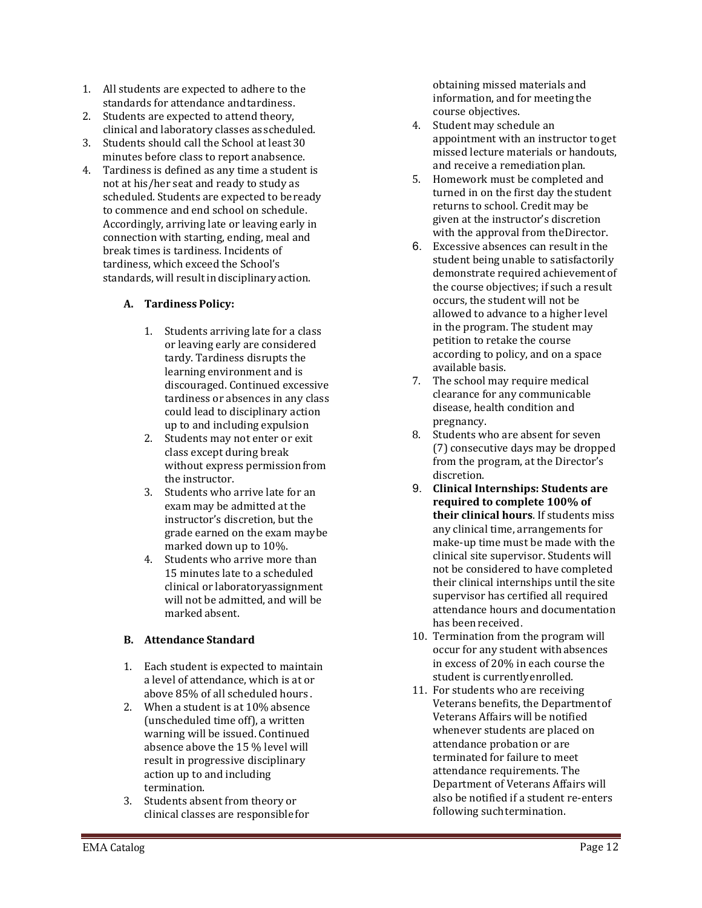1. All students are expected to adhere to the standards for attendance and tardiness.
2. Students are expected to attend theory, clinical and laboratory classes as scheduled.
3. Students should call the School at least 30 minutes before class to report an absence.
4. Tardiness is defined as any time a student is not at his/her seat and ready to study as scheduled. Students are expected to be ready to commence and end school on schedule. Accordingly, arriving late or leaving early in connection with starting, ending, meal and break times is tardiness. Incidents of tardiness, which exceed the School's standards, will result in disciplinary action.

### A. Tardiness Policy:

1. Students arriving late for a class or leaving early are considered tardy. Tardiness disrupts the learning environment and is discouraged. Continued excessive tardiness or absences in any class could lead to disciplinary action up to and including expulsion
2. Students may not enter or exit class except during break without express permission from the instructor.
3. Students who arrive late for an exam may be admitted at the instructor's discretion, but the grade earned on the exam may be marked down up to 10%.
4. Students who arrive more than 15 minutes late to a scheduled clinical or laboratory assignment will not be admitted, and will be marked absent.

### B. Attendance Standard

1. Each student is expected to maintain a level of attendance, which is at or above 85% of all scheduled hours.
2. When a student is at 10% absence (unscheduled time off), a written warning will be issued. Continued absence above the 15 % level will result in progressive disciplinary action up to and including termination.
3. Students absent from theory or clinical classes are responsible for obtaining missed materials and information, and for meeting the course objectives.
4. Student may schedule an appointment with an instructor to get missed lecture materials or handouts, and receive a remediation plan.
5. Homework must be completed and turned in on the first day the student returns to school. Credit may be given at the instructor's discretion with the approval from the Director.
6. Excessive absences can result in the student being unable to satisfactorily demonstrate required achievement of the course objectives; if such a result occurs, the student will not be allowed to advance to a higher level in the program. The student may petition to retake the course according to policy, and on a space available basis.
7. The school may require medical clearance for any communicable disease, health condition and pregnancy.
8. Students who are absent for seven (7) consecutive days may be dropped from the program, at the Director's discretion.
9. **Clinical Internships: Students are required to complete 100% of their clinical hours**. If students miss any clinical time, arrangements for make-up time must be made with the clinical site supervisor. Students will not be considered to have completed their clinical internships until the site supervisor has certified all required attendance hours and documentation has been received.
10. Termination from the program will occur for any student with absences in excess of 20% in each course the student is currently enrolled.
11. For students who are receiving Veterans benefits, the Department of Veterans Affairs will be notified whenever students are placed on attendance probation or are terminated for failure to meet attendance requirements. The Department of Veterans Affairs will also be notified if a student re-enters following such termination.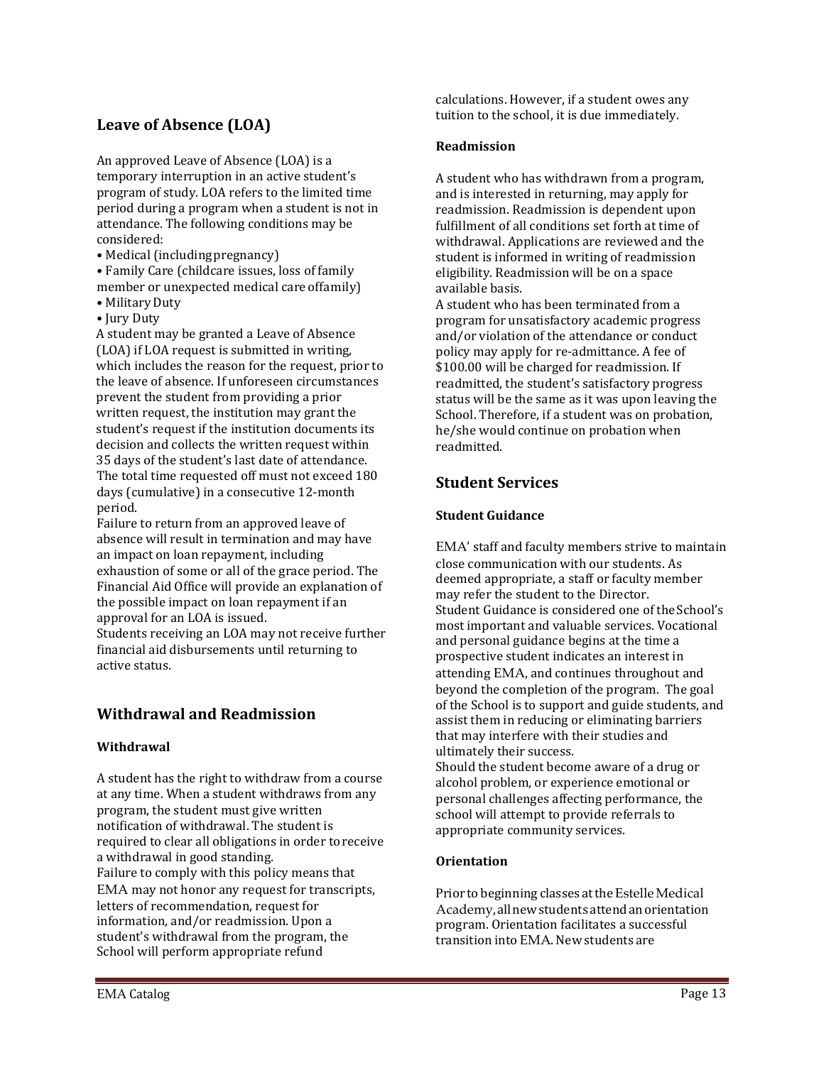## Leave of Absence (LOA)

An approved Leave of Absence (LOA) is a temporary interruption in an active student's program of study. LOA refers to the limited time period during a program when a student is not in attendance. The following conditions may be considered:

- Medical (including pregnancy)
- Family Care (childcare issues, loss of family member or unexpected medical care of family)
- Military Duty
- Jury Duty

A student may be granted a Leave of Absence (LOA) if LOA request is submitted in writing, which includes the reason for the request, prior to the leave of absence. If unforeseen circumstances prevent the student from providing a prior written request, the institution may grant the student's request if the institution documents its decision and collects the written request within 35 days of the student's last date of attendance. The total time requested off must not exceed 180 days (cumulative) in a consecutive 12-month period.

Failure to return from an approved leave of absence will result in termination and may have an impact on loan repayment, including exhaustion of some or all of the grace period. The Financial Aid Office will provide an explanation of the possible impact on loan repayment if an approval for an LOA is issued.

Students receiving an LOA may not receive further financial aid disbursements until returning to active status.

## Withdrawal and Readmission

### Withdrawal

A student has the right to withdraw from a course at any time. When a student withdraws from any program, the student must give written notification of withdrawal. The student is required to clear all obligations in order to receive a withdrawal in good standing.

Failure to comply with this policy means that EMA may not honor any request for transcripts, letters of recommendation, request for information, and/or readmission. Upon a student's withdrawal from the program, the School will perform appropriate refund calculations. However, if a student owes any tuition to the school, it is due immediately.

### Readmission

A student who has withdrawn from a program, and is interested in returning, may apply for readmission. Readmission is dependent upon fulfillment of all conditions set forth at time of withdrawal. Applications are reviewed and the student is informed in writing of readmission eligibility. Readmission will be on a space available basis.

A student who has been terminated from a program for unsatisfactory academic progress and/or violation of the attendance or conduct policy may apply for re-admittance. A fee of $100.00 will be charged for readmission. If readmitted, the student's satisfactory progress status will be the same as it was upon leaving the School. Therefore, if a student was on probation, he/she would continue on probation when readmitted.

## Student Services

### Student Guidance

EMA' staff and faculty members strive to maintain close communication with our students. As deemed appropriate, a staff or faculty member may refer the student to the Director.

Student Guidance is considered one of the School's most important and valuable services. Vocational and personal guidance begins at the time a prospective student indicates an interest in attending EMA, and continues throughout and beyond the completion of the program. The goal of the School is to support and guide students, and assist them in reducing or eliminating barriers that may interfere with their studies and ultimately their success.

Should the student become aware of a drug or alcohol problem, or experience emotional or personal challenges affecting performance, the school will attempt to provide referrals to appropriate community services.

### Orientation

Prior to beginning classes at the Estelle Medical Academy, all new students attend an orientation program. Orientation facilitates a successful transition into EMA. New students are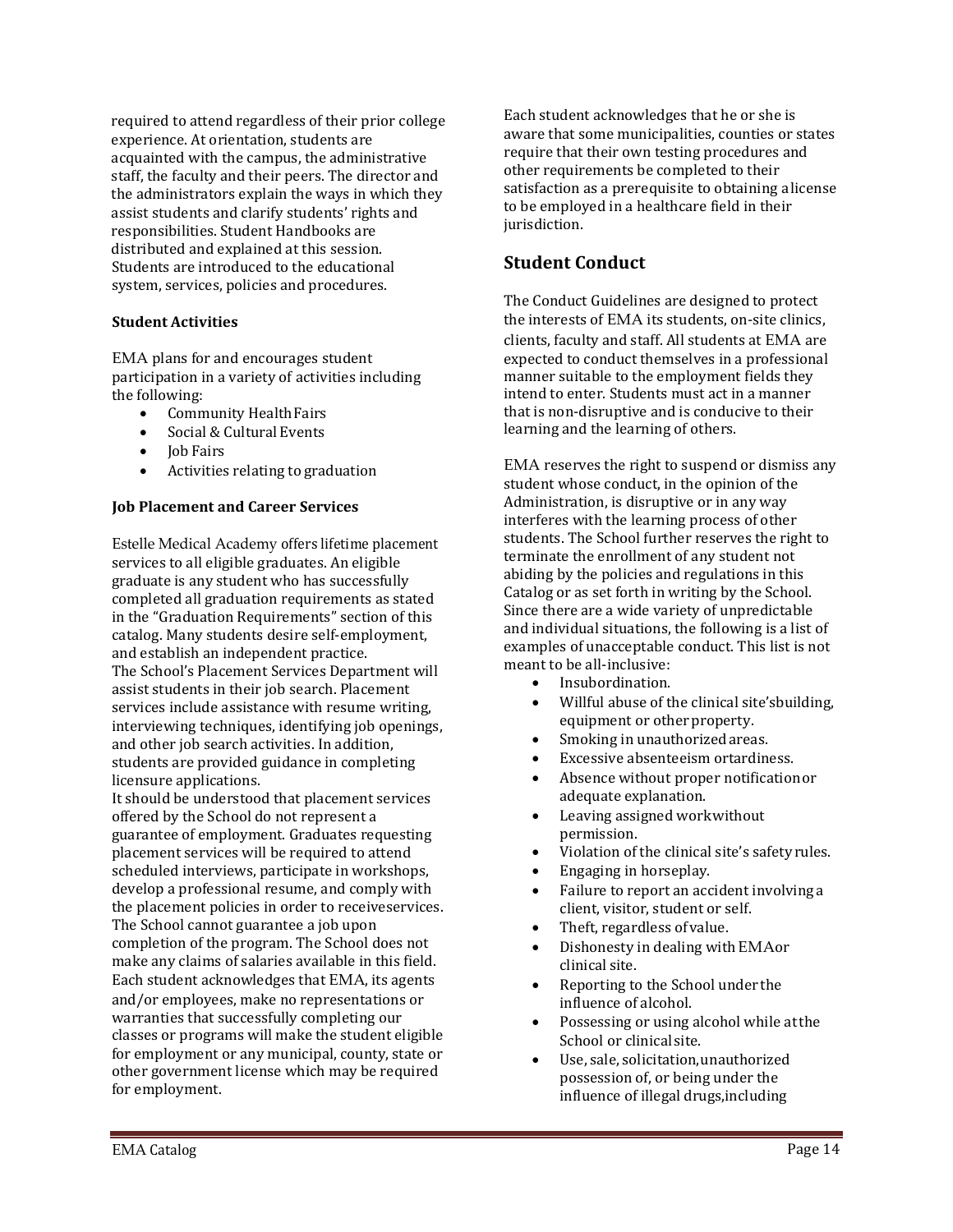required to attend regardless of their prior college experience. At orientation, students are acquainted with the campus, the administrative staff, the faculty and their peers. The director and the administrators explain the ways in which they assist students and clarify students' rights and responsibilities. Student Handbooks are distributed and explained at this session. Students are introduced to the educational system, services, policies and procedures.

**Student Activities**

EMA plans for and encourages student participation in a variety of activities including the following:

- Community Health Fairs
- Social & Cultural Events
- Job Fairs
- Activities relating to graduation

**Job Placement and Career Services**

Estelle Medical Academy offers lifetime placement services to all eligible graduates. An eligible graduate is any student who has successfully completed all graduation requirements as stated in the "Graduation Requirements" section of this catalog. Many students desire self-employment, and establish an independent practice.
The School's Placement Services Department will assist students in their job search. Placement services include assistance with resume writing, interviewing techniques, identifying job openings, and other job search activities. In addition, students are provided guidance in completing licensure applications.
It should be understood that placement services offered by the School do not represent a guarantee of employment. Graduates requesting placement services will be required to attend scheduled interviews, participate in workshops, develop a professional resume, and comply with the placement policies in order to receive services. The School cannot guarantee a job upon completion of the program. The School does not make any claims of salaries available in this field. Each student acknowledges that EMA, its agents and/or employees, make no representations or warranties that successfully completing our classes or programs will make the student eligible for employment or any municipal, county, state or other government license which may be required for employment.

Each student acknowledges that he or she is aware that some municipalities, counties or states require that their own testing procedures and other requirements be completed to their satisfaction as a prerequisite to obtaining a license to be employed in a healthcare field in their jurisdiction.

## Student Conduct

The Conduct Guidelines are designed to protect the interests of EMA its students, on-site clinics, clients, faculty and staff. All students at EMA are expected to conduct themselves in a professional manner suitable to the employment fields they intend to enter. Students must act in a manner that is non-disruptive and is conducive to their learning and the learning of others.

EMA reserves the right to suspend or dismiss any student whose conduct, in the opinion of the Administration, is disruptive or in any way interferes with the learning process of other students. The School further reserves the right to terminate the enrollment of any student not abiding by the policies and regulations in this Catalog or as set forth in writing by the School. Since there are a wide variety of unpredictable and individual situations, the following is a list of examples of unacceptable conduct. This list is not meant to be all-inclusive:

- Insubordination.
- Willful abuse of the clinical site's building, equipment or other property.
- Smoking in unauthorized areas.
- Excessive absenteeism or tardiness.
- Absence without proper notification or adequate explanation.
- Leaving assigned work without permission.
- Violation of the clinical site's safety rules.
- Engaging in horseplay.
- Failure to report an accident involving a client, visitor, student or self.
- Theft, regardless of value.
- Dishonesty in dealing with EMA or clinical site.
- Reporting to the School under the influence of alcohol.
- Possessing or using alcohol while at the School or clinical site.
- Use, sale, solicitation, unauthorized possession of, or being under the influence of illegal drugs, including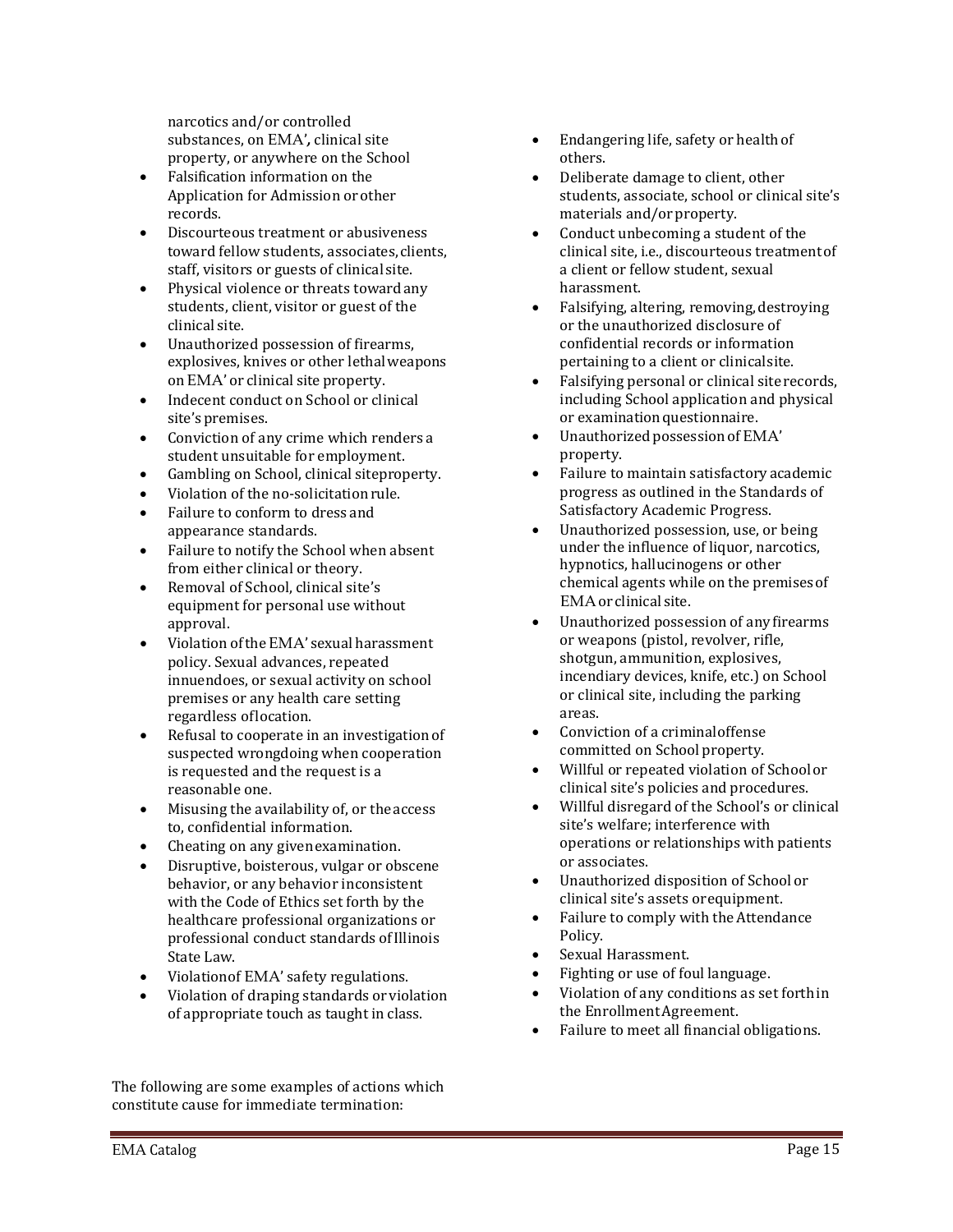narcotics and/or controlled substances, on EMA', clinical site property, or anywhere on the School

- Falsification information on the Application for Admission or other records.
- Discourteous treatment or abusiveness toward fellow students, associates, clients, staff, visitors or guests of clinical site.
- Physical violence or threats toward any students, client, visitor or guest of the clinical site.
- Unauthorized possession of firearms, explosives, knives or other lethal weapons on EMA' or clinical site property.
- Indecent conduct on School or clinical site's premises.
- Conviction of any crime which renders a student unsuitable for employment.
- Gambling on School, clinical site property.
- Violation of the no-solicitation rule.
- Failure to conform to dress and appearance standards.
- Failure to notify the School when absent from either clinical or theory.
- Removal of School, clinical site's equipment for personal use without approval.
- Violation of the EMA' sexual harassment policy. Sexual advances, repeated innuendoes, or sexual activity on school premises or any health care setting regardless of location.
- Refusal to cooperate in an investigation of suspected wrongdoing when cooperation is requested and the request is a reasonable one.
- Misusing the availability of, or the access to, confidential information.
- Cheating on any given examination.
- Disruptive, boisterous, vulgar or obscene behavior, or any behavior inconsistent with the Code of Ethics set forth by the healthcare professional organizations or professional conduct standards of Illinois State Law.
- Violation of EMA' safety regulations.
- Violation of draping standards or violation of appropriate touch as taught in class.
- Endangering life, safety or health of others.
- Deliberate damage to client, other students, associate, school or clinical site's materials and/or property.
- Conduct unbecoming a student of the clinical site, i.e., discourteous treatment of a client or fellow student, sexual harassment.
- Falsifying, altering, removing, destroying or the unauthorized disclosure of confidential records or information pertaining to a client or clinical site.
- Falsifying personal or clinical site records, including School application and physical or examination questionnaire.
- Unauthorized possession of EMA' property.
- Failure to maintain satisfactory academic progress as outlined in the Standards of Satisfactory Academic Progress.
- Unauthorized possession, use, or being under the influence of liquor, narcotics, hypnotics, hallucinogens or other chemical agents while on the premises of EMA or clinical site.
- Unauthorized possession of any firearms or weapons (pistol, revolver, rifle, shotgun, ammunition, explosives, incendiary devices, knife, etc.) on School or clinical site, including the parking areas.
- Conviction of a criminal offense committed on School property.
- Willful or repeated violation of School or clinical site's policies and procedures.
- Willful disregard of the School's or clinical site's welfare; interference with operations or relationships with patients or associates.
- Unauthorized disposition of School or clinical site's assets or equipment.
- Failure to comply with the Attendance Policy.
- Sexual Harassment.
- Fighting or use of foul language.
- Violation of any conditions as set forth in the Enrollment Agreement.
- Failure to meet all financial obligations.

The following are some examples of actions which constitute cause for immediate termination: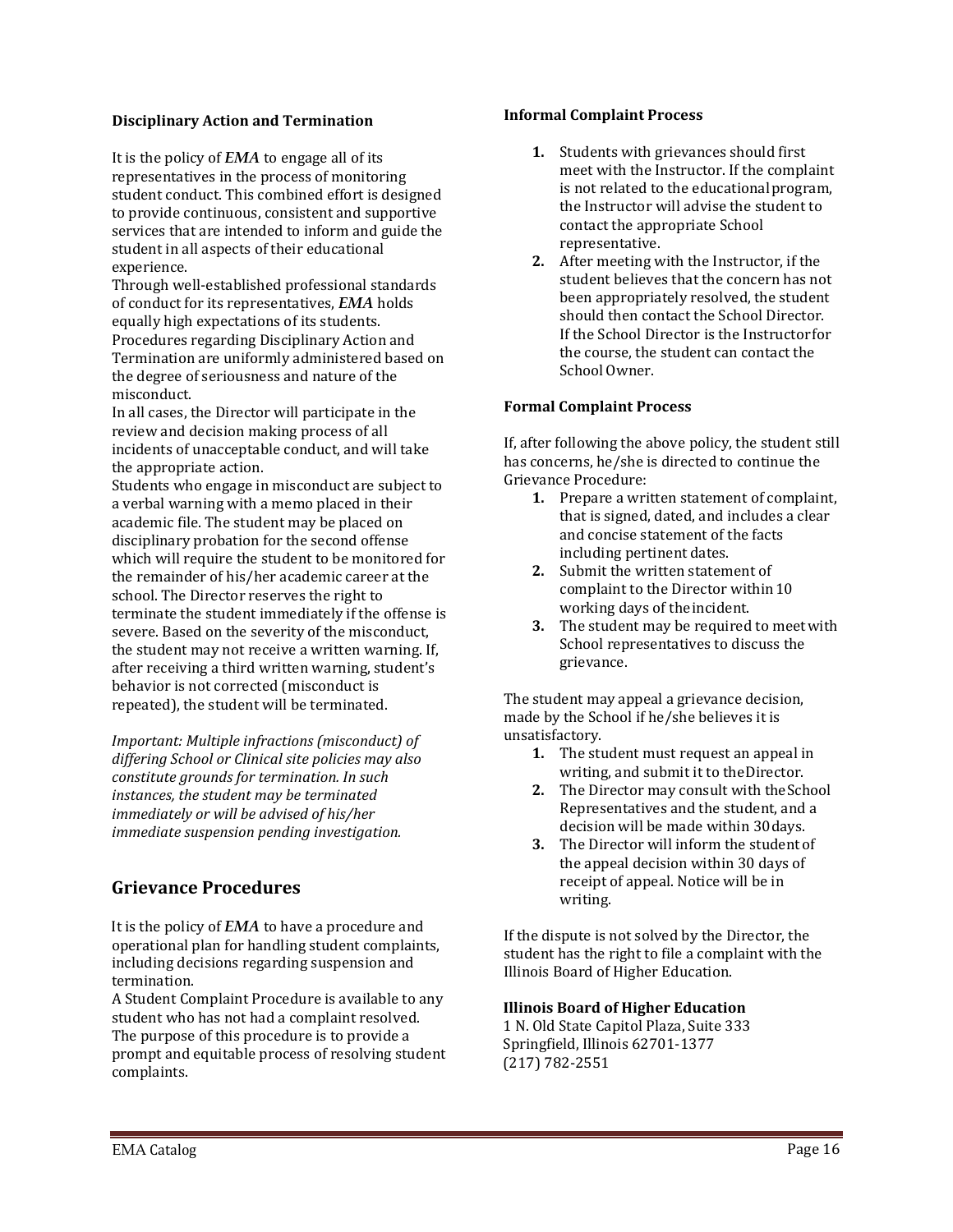### Disciplinary Action and Termination

It is the policy of ***EMA*** to engage all of its representatives in the process of monitoring student conduct. This combined effort is designed to provide continuous, consistent and supportive services that are intended to inform and guide the student in all aspects of their educational experience.

Through well-established professional standards of conduct for its representatives, ***EMA*** holds equally high expectations of its students. Procedures regarding Disciplinary Action and Termination are uniformly administered based on the degree of seriousness and nature of the misconduct.

In all cases, the Director will participate in the review and decision making process of all incidents of unacceptable conduct, and will take the appropriate action.

Students who engage in misconduct are subject to a verbal warning with a memo placed in their academic file. The student may be placed on disciplinary probation for the second offense which will require the student to be monitored for the remainder of his/her academic career at the school. The Director reserves the right to terminate the student immediately if the offense is severe. Based on the severity of the misconduct, the student may not receive a written warning. If, after receiving a third written warning, student's behavior is not corrected (misconduct is repeated), the student will be terminated.

*Important: Multiple infractions (misconduct) of differing School or Clinical site policies may also constitute grounds for termination. In such instances, the student may be terminated immediately or will be advised of his/her immediate suspension pending investigation.*

## Grievance Procedures

It is the policy of ***EMA*** to have a procedure and operational plan for handling student complaints, including decisions regarding suspension and termination.

A Student Complaint Procedure is available to any student who has not had a complaint resolved. The purpose of this procedure is to provide a prompt and equitable process of resolving student complaints.

### Informal Complaint Process

1. Students with grievances should first meet with the Instructor. If the complaint is not related to the educational program, the Instructor will advise the student to contact the appropriate School representative.
2. After meeting with the Instructor, if the student believes that the concern has not been appropriately resolved, the student should then contact the School Director. If the School Director is the Instructor for the course, the student can contact the School Owner.

### Formal Complaint Process

If, after following the above policy, the student still has concerns, he/she is directed to continue the Grievance Procedure:

1. Prepare a written statement of complaint, that is signed, dated, and includes a clear and concise statement of the facts including pertinent dates.
2. Submit the written statement of complaint to the Director within 10 working days of the incident.
3. The student may be required to meet with School representatives to discuss the grievance.

The student may appeal a grievance decision, made by the School if he/she believes it is unsatisfactory.

1. The student must request an appeal in writing, and submit it to the Director.
2. The Director may consult with the School Representatives and the student, and a decision will be made within 30 days.
3. The Director will inform the student of the appeal decision within 30 days of receipt of appeal. Notice will be in writing.

If the dispute is not solved by the Director, the student has the right to file a complaint with the Illinois Board of Higher Education.

**Illinois Board of Higher Education**
1 N. Old State Capitol Plaza, Suite 333
Springfield, Illinois 62701-1377
(217) 782-2551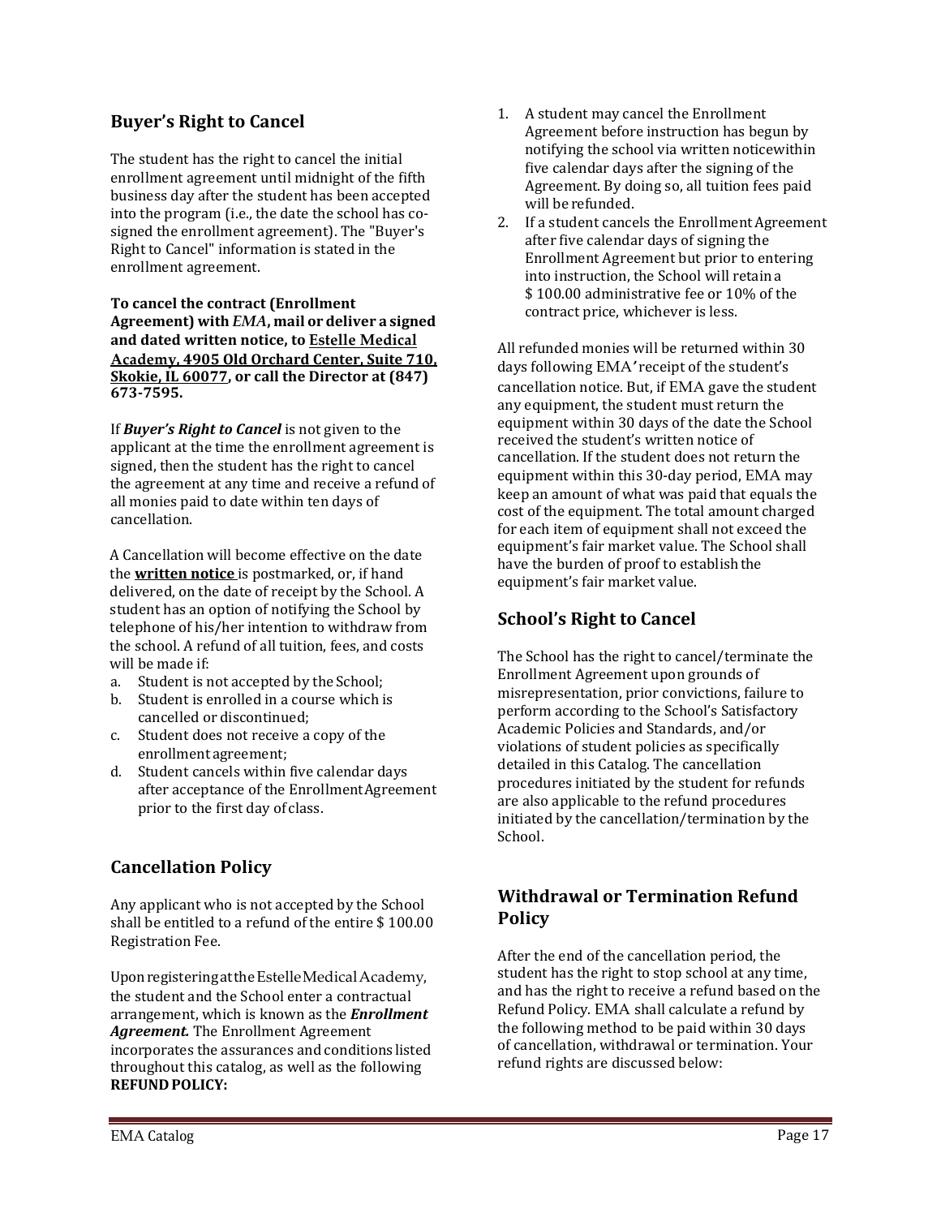## Buyer's Right to Cancel

The student has the right to cancel the initial enrollment agreement until midnight of the fifth business day after the student has been accepted into the program (i.e., the date the school has co-signed the enrollment agreement). The "Buyer's Right to Cancel" information is stated in the enrollment agreement.

**To cancel the contract (Enrollment Agreement) with *EMA*, mail or deliver a signed and dated written notice, to <u>Estelle Medical Academy, 4905 Old Orchard Center, Suite 710, Skokie, IL 60077</u>, or call the Director at (847) 673-7595.**

If ***Buyer's Right to Cancel*** is not given to the applicant at the time the enrollment agreement is signed, then the student has the right to cancel the agreement at any time and receive a refund of all monies paid to date within ten days of cancellation.

A Cancellation will become effective on the date the **<u>written notice</u>** is postmarked, or, if hand delivered, on the date of receipt by the School. A student has an option of notifying the School by telephone of his/her intention to withdraw from the school. A refund of all tuition, fees, and costs will be made if:

a. Student is not accepted by the School;
b. Student is enrolled in a course which is cancelled or discontinued;
c. Student does not receive a copy of the enrollment agreement;
d. Student cancels within five calendar days after acceptance of the Enrollment Agreement prior to the first day of class.

## Cancellation Policy

Any applicant who is not accepted by the School shall be entitled to a refund of the entire $ 100.00 Registration Fee.

Upon registering at the Estelle Medical Academy, the student and the School enter a contractual arrangement, which is known as the ***Enrollment Agreement.*** The Enrollment Agreement incorporates the assurances and conditions listed throughout this catalog, as well as the following **REFUND POLICY:**

1. A student may cancel the Enrollment Agreement before instruction has begun by notifying the school via written noticewithin five calendar days after the signing of the Agreement. By doing so, all tuition fees paid will be refunded.
2. If a student cancels the Enrollment Agreement after five calendar days of signing the Enrollment Agreement but prior to entering into instruction, the School will retain a $ 100.00 administrative fee or 10% of the contract price, whichever is less.

All refunded monies will be returned within 30 days following EMA' receipt of the student's cancellation notice. But, if EMA gave the student any equipment, the student must return the equipment within 30 days of the date the School received the student's written notice of cancellation. If the student does not return the equipment within this 30-day period, EMA may keep an amount of what was paid that equals the cost of the equipment. The total amount charged for each item of equipment shall not exceed the equipment's fair market value. The School shall have the burden of proof to establish the equipment's fair market value.

## School's Right to Cancel

The School has the right to cancel/terminate the Enrollment Agreement upon grounds of misrepresentation, prior convictions, failure to perform according to the School's Satisfactory Academic Policies and Standards, and/or violations of student policies as specifically detailed in this Catalog. The cancellation procedures initiated by the student for refunds are also applicable to the refund procedures initiated by the cancellation/termination by the School.

## Withdrawal or Termination Refund Policy

After the end of the cancellation period, the student has the right to stop school at any time, and has the right to receive a refund based on the Refund Policy. EMA shall calculate a refund by the following method to be paid within 30 days of cancellation, withdrawal or termination. Your refund rights are discussed below: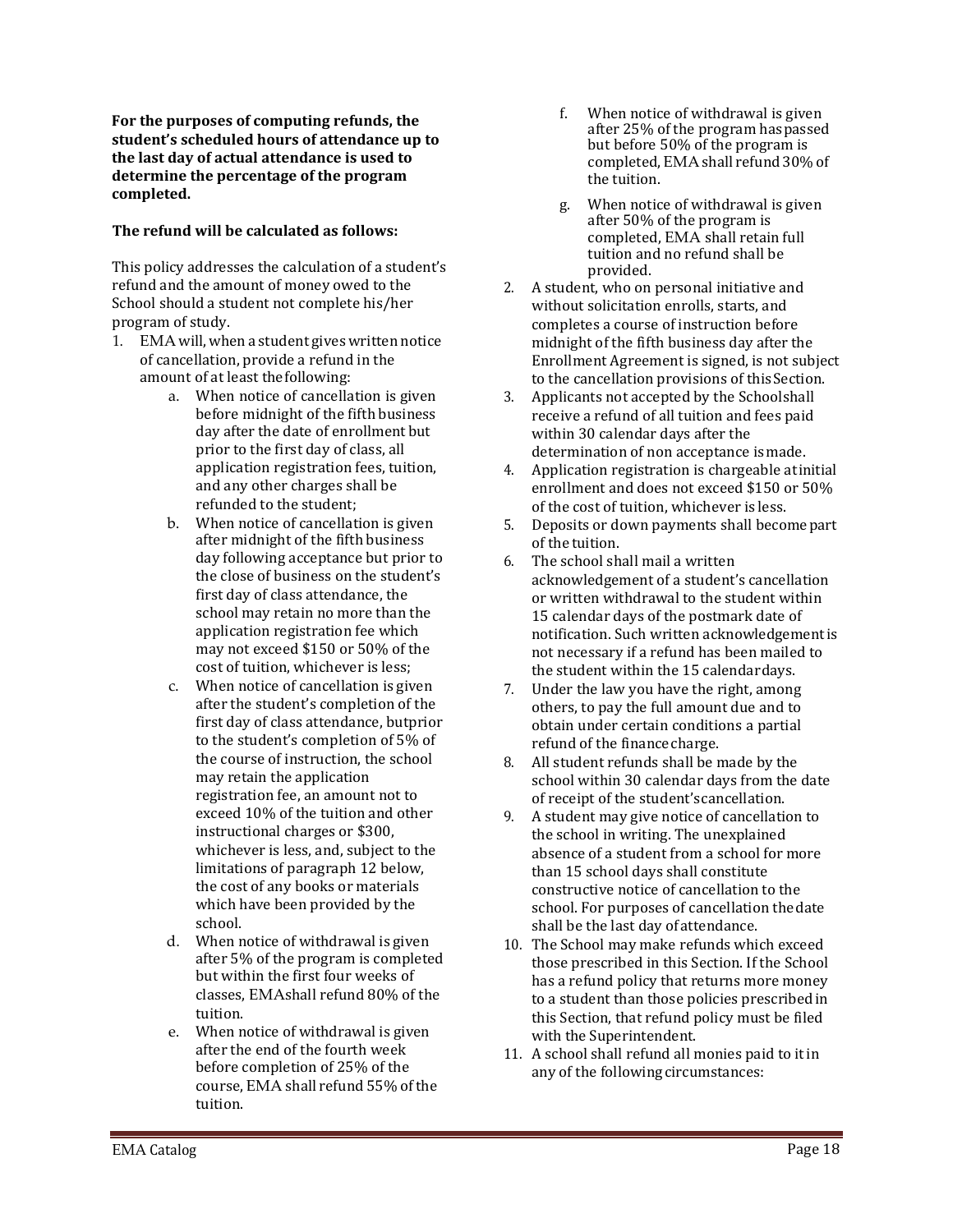**For the purposes of computing refunds, the student's scheduled hours of attendance up to the last day of actual attendance is used to determine the percentage of the program completed.**

**The refund will be calculated as follows:**

This policy addresses the calculation of a student's refund and the amount of money owed to the School should a student not complete his/her program of study.

1. EMA will, when a student gives written notice of cancellation, provide a refund in the amount of at least the following:
    a. When notice of cancellation is given before midnight of the fifth business day after the date of enrollment but prior to the first day of class, all application registration fees, tuition, and any other charges shall be refunded to the student;
    b. When notice of cancellation is given after midnight of the fifth business day following acceptance but prior to the close of business on the student's first day of class attendance, the school may retain no more than the application registration fee which may not exceed $150 or 50% of the cost of tuition, whichever is less;
    c. When notice of cancellation is given after the student's completion of the first day of class attendance, but prior to the student's completion of 5% of the course of instruction, the school may retain the application registration fee, an amount not to exceed 10% of the tuition and other instructional charges or $300, whichever is less, and, subject to the limitations of paragraph 12 below, the cost of any books or materials which have been provided by the school.
    d. When notice of withdrawal is given after 5% of the program is completed but within the first four weeks of classes, EMA shall refund 80% of the tuition.
    e. When notice of withdrawal is given after the end of the fourth week before completion of 25% of the course, EMA shall refund 55% of the tuition.
    f. When notice of withdrawal is given after 25% of the program has passed but before 50% of the program is completed, EMA shall refund 30% of the tuition.
    g. When notice of withdrawal is given after 50% of the program is completed, EMA shall retain full tuition and no refund shall be provided.
2. A student, who on personal initiative and without solicitation enrolls, starts, and completes a course of instruction before midnight of the fifth business day after the Enrollment Agreement is signed, is not subject to the cancellation provisions of this Section.
3. Applicants not accepted by the School shall receive a refund of all tuition and fees paid within 30 calendar days after the determination of non acceptance is made.
4. Application registration is chargeable at initial enrollment and does not exceed $150 or 50% of the cost of tuition, whichever is less.
5. Deposits or down payments shall become part of the tuition.
6. The school shall mail a written acknowledgement of a student's cancellation or written withdrawal to the student within 15 calendar days of the postmark date of notification. Such written acknowledgement is not necessary if a refund has been mailed to the student within the 15 calendar days.
7. Under the law you have the right, among others, to pay the full amount due and to obtain under certain conditions a partial refund of the finance charge.
8. All student refunds shall be made by the school within 30 calendar days from the date of receipt of the student's cancellation.
9. A student may give notice of cancellation to the school in writing. The unexplained absence of a student from a school for more than 15 school days shall constitute constructive notice of cancellation to the school. For purposes of cancellation the date shall be the last day of attendance.
10. The School may make refunds which exceed those prescribed in this Section. If the School has a refund policy that returns more money to a student than those policies prescribed in this Section, that refund policy must be filed with the Superintendent.
11. A school shall refund all monies paid to it in any of the following circumstances: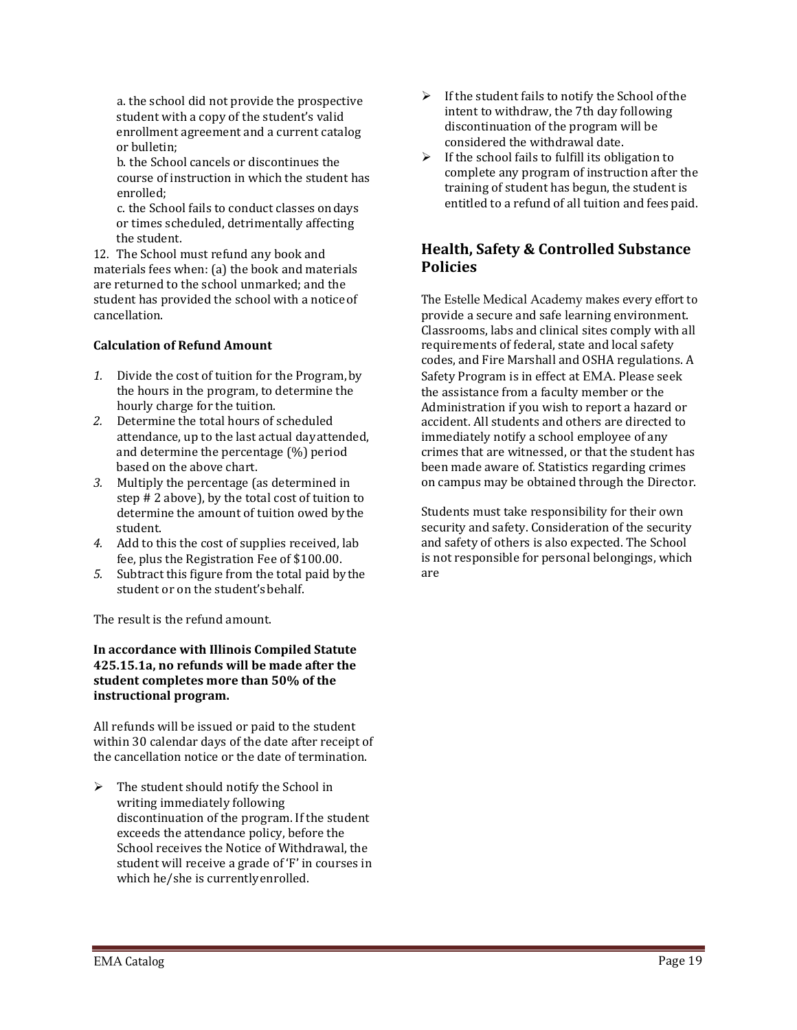a. the school did not provide the prospective student with a copy of the student's valid enrollment agreement and a current catalog or bulletin;

b. the School cancels or discontinues the course of instruction in which the student has enrolled;

c. the School fails to conduct classes on days or times scheduled, detrimentally affecting the student.

12. The School must refund any book and materials fees when: (a) the book and materials are returned to the school unmarked; and the student has provided the school with a notice of cancellation.

**Calculation of Refund Amount**

1. Divide the cost of tuition for the Program, by the hours in the program, to determine the hourly charge for the tuition.
2. Determine the total hours of scheduled attendance, up to the last actual day attended, and determine the percentage (%) period based on the above chart.
3. Multiply the percentage (as determined in step # 2 above), by the total cost of tuition to determine the amount of tuition owed by the student.
4. Add to this the cost of supplies received, lab fee, plus the Registration Fee of $100.00.
5. Subtract this figure from the total paid by the student or on the student's behalf.

The result is the refund amount.

**In accordance with Illinois Compiled Statute 425.15.1a, no refunds will be made after the student completes more than 50% of the instructional program.**

All refunds will be issued or paid to the student within 30 calendar days of the date after receipt of the cancellation notice or the date of termination.

- The student should notify the School in writing immediately following discontinuation of the program. If the student exceeds the attendance policy, before the School receives the Notice of Withdrawal, the student will receive a grade of 'F' in courses in which he/she is currently enrolled.
- If the student fails to notify the School of the intent to withdraw, the 7th day following discontinuation of the program will be considered the withdrawal date.
- If the school fails to fulfill its obligation to complete any program of instruction after the training of student has begun, the student is entitled to a refund of all tuition and fees paid.

## Health, Safety & Controlled Substance Policies

The Estelle Medical Academy makes every effort to provide a secure and safe learning environment. Classrooms, labs and clinical sites comply with all requirements of federal, state and local safety codes, and Fire Marshall and OSHA regulations. A Safety Program is in effect at EMA. Please seek the assistance from a faculty member or the Administration if you wish to report a hazard or accident. All students and others are directed to immediately notify a school employee of any crimes that are witnessed, or that the student has been made aware of. Statistics regarding crimes on campus may be obtained through the Director.

Students must take responsibility for their own security and safety. Consideration of the security and safety of others is also expected. The School is not responsible for personal belongings, which are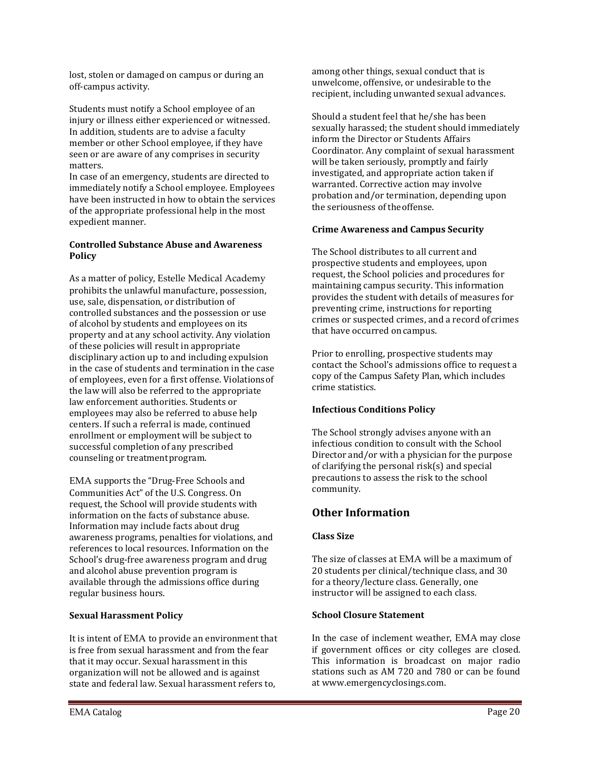lost, stolen or damaged on campus or during an off-campus activity.

Students must notify a School employee of an injury or illness either experienced or witnessed. In addition, students are to advise a faculty member or other School employee, if they have seen or are aware of any comprises in security matters.
In case of an emergency, students are directed to immediately notify a School employee. Employees have been instructed in how to obtain the services of the appropriate professional help in the most expedient manner.

**Controlled Substance Abuse and Awareness Policy**

As a matter of policy, Estelle Medical Academy prohibits the unlawful manufacture, possession, use, sale, dispensation, or distribution of controlled substances and the possession or use of alcohol by students and employees on its property and at any school activity. Any violation of these policies will result in appropriate disciplinary action up to and including expulsion in the case of students and termination in the case of employees, even for a first offense. Violations of the law will also be referred to the appropriate law enforcement authorities. Students or employees may also be referred to abuse help centers. If such a referral is made, continued enrollment or employment will be subject to successful completion of any prescribed counseling or treatment program.

EMA supports the "Drug-Free Schools and Communities Act" of the U.S. Congress. On request, the School will provide students with information on the facts of substance abuse. Information may include facts about drug awareness programs, penalties for violations, and references to local resources. Information on the School's drug-free awareness program and drug and alcohol abuse prevention program is available through the admissions office during regular business hours.

**Sexual Harassment Policy**

It is intent of EMA to provide an environment that is free from sexual harassment and from the fear that it may occur. Sexual harassment in this organization will not be allowed and is against state and federal law. Sexual harassment refers to, among other things, sexual conduct that is unwelcome, offensive, or undesirable to the recipient, including unwanted sexual advances.

Should a student feel that he/she has been sexually harassed; the student should immediately inform the Director or Students Affairs Coordinator. Any complaint of sexual harassment will be taken seriously, promptly and fairly investigated, and appropriate action taken if warranted. Corrective action may involve probation and/or termination, depending upon the seriousness of the offense.

**Crime Awareness and Campus Security**

The School distributes to all current and prospective students and employees, upon request, the School policies and procedures for maintaining campus security. This information provides the student with details of measures for preventing crime, instructions for reporting crimes or suspected crimes, and a record of crimes that have occurred on campus.

Prior to enrolling, prospective students may contact the School's admissions office to request a copy of the Campus Safety Plan, which includes crime statistics.

**Infectious Conditions Policy**

The School strongly advises anyone with an infectious condition to consult with the School Director and/or with a physician for the purpose of clarifying the personal risk(s) and special precautions to assess the risk to the school community.

## Other Information

**Class Size**

The size of classes at EMA will be a maximum of 20 students per clinical/technique class, and 30 for a theory/lecture class. Generally, one instructor will be assigned to each class.

**School Closure Statement**

In the case of inclement weather, EMA may close if government offices or city colleges are closed. This information is broadcast on major radio stations such as AM 720 and 780 or can be found at www.emergencyclosings.com.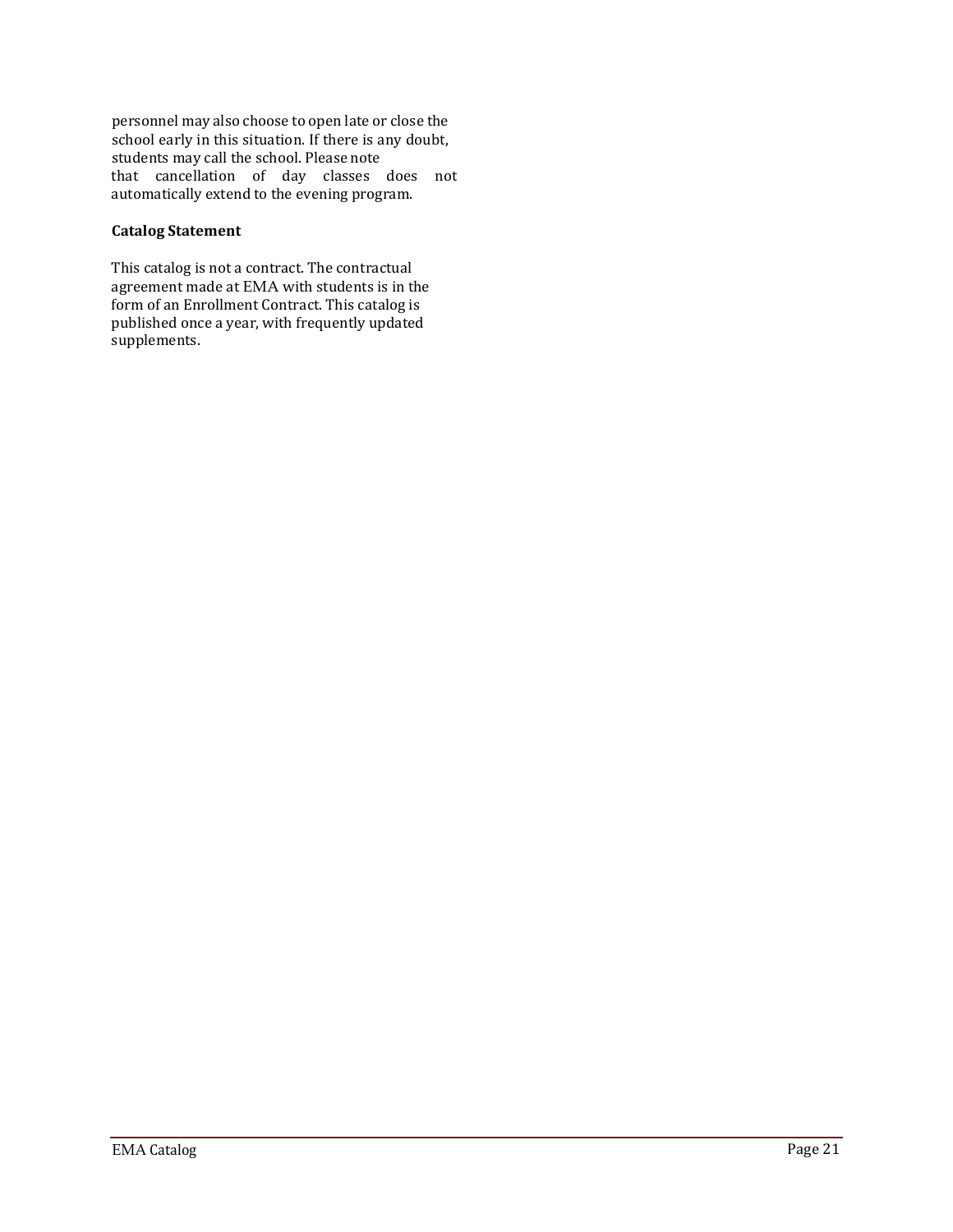personnel may also choose to open late or close the school early in this situation. If there is any doubt, students may call the school. Please note that cancellation of day classes does not automatically extend to the evening program.

**Catalog Statement**

This catalog is not a contract. The contractual agreement made at EMA with students is in the form of an Enrollment Contract. This catalog is published once a year, with frequently updated supplements.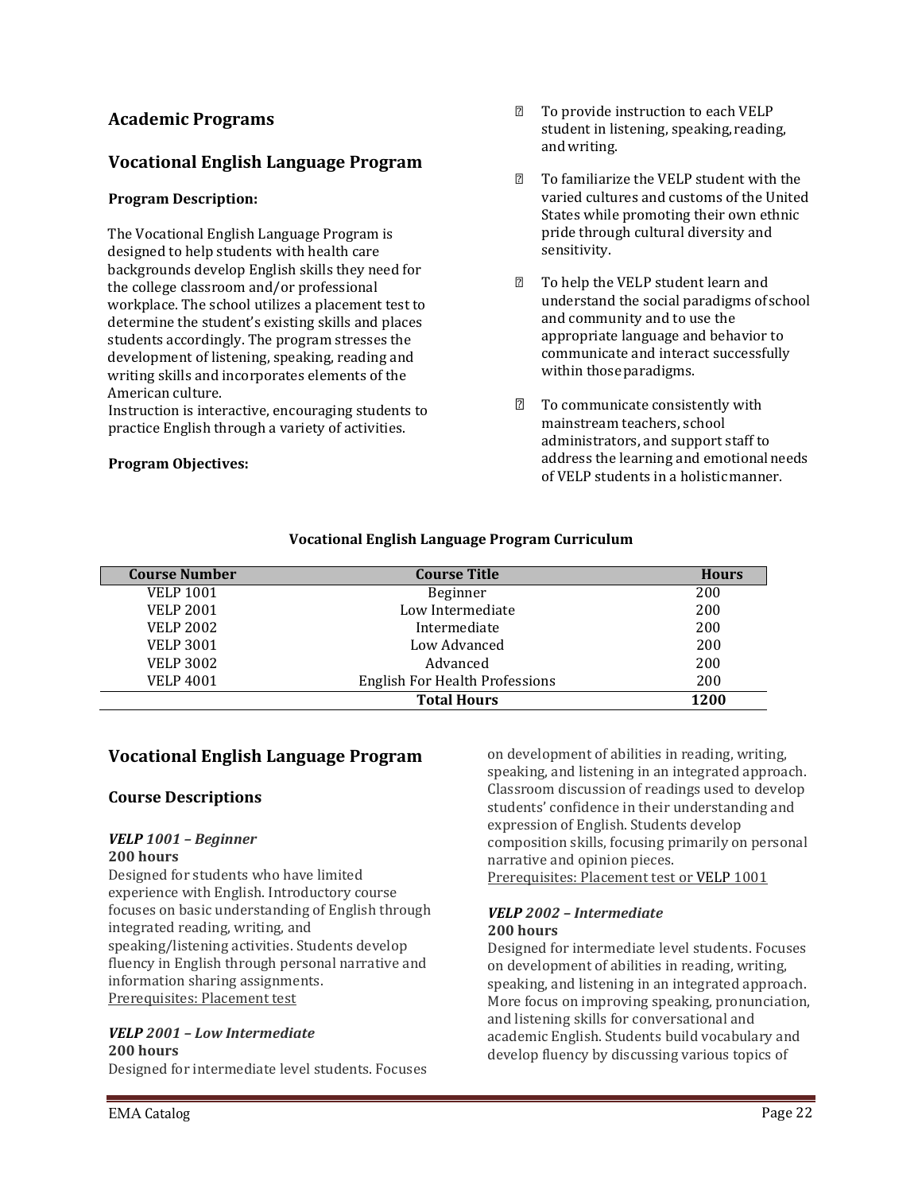## Academic Programs

## Vocational English Language Program

**Program Description:**

The Vocational English Language Program is designed to help students with health care backgrounds develop English skills they need for the college classroom and/or professional workplace. The school utilizes a placement test to determine the student's existing skills and places students accordingly. The program stresses the development of listening, speaking, reading and writing skills and incorporates elements of the American culture.

Instruction is interactive, encouraging students to practice English through a variety of activities.

**Program Objectives:**

- To provide instruction to each VELP student in listening, speaking, reading, and writing.
- To familiarize the VELP student with the varied cultures and customs of the United States while promoting their own ethnic pride through cultural diversity and sensitivity.
- To help the VELP student learn and understand the social paradigms of school and community and to use the appropriate language and behavior to communicate and interact successfully within those paradigms.
- To communicate consistently with mainstream teachers, school administrators, and support staff to address the learning and emotional needs of VELP students in a holistic manner.

**Vocational English Language Program Curriculum**

| Course Number | Course Title | Hours |
|---|---|---|
| VELP 1001 | Beginner | 200 |
| VELP 2001 | Low Intermediate | 200 |
| VELP 2002 | Intermediate | 200 |
| VELP 3001 | Low Advanced | 200 |
| VELP 3002 | Advanced | 200 |
| VELP 4001 | English For Health Professions | 200 |
| | **Total Hours** | **1200** |

## Vocational English Language Program

### Course Descriptions

***VELP 1001 – Beginner***
**200 hours**
Designed for students who have limited experience with English. Introductory course focuses on basic understanding of English through integrated reading, writing, and speaking/listening activities. Students develop fluency in English through personal narrative and information sharing assignments.
Prerequisites: Placement test

***VELP 2001 – Low Intermediate***
**200 hours**
Designed for intermediate level students. Focuses on development of abilities in reading, writing, speaking, and listening in an integrated approach. Classroom discussion of readings used to develop students' confidence in their understanding and expression of English. Students develop composition skills, focusing primarily on personal narrative and opinion pieces.
Prerequisites: Placement test or VELP 1001

***VELP 2002 – Intermediate***
**200 hours**
Designed for intermediate level students. Focuses on development of abilities in reading, writing, speaking, and listening in an integrated approach. More focus on improving speaking, pronunciation, and listening skills for conversational and academic English. Students build vocabulary and develop fluency by discussing various topics of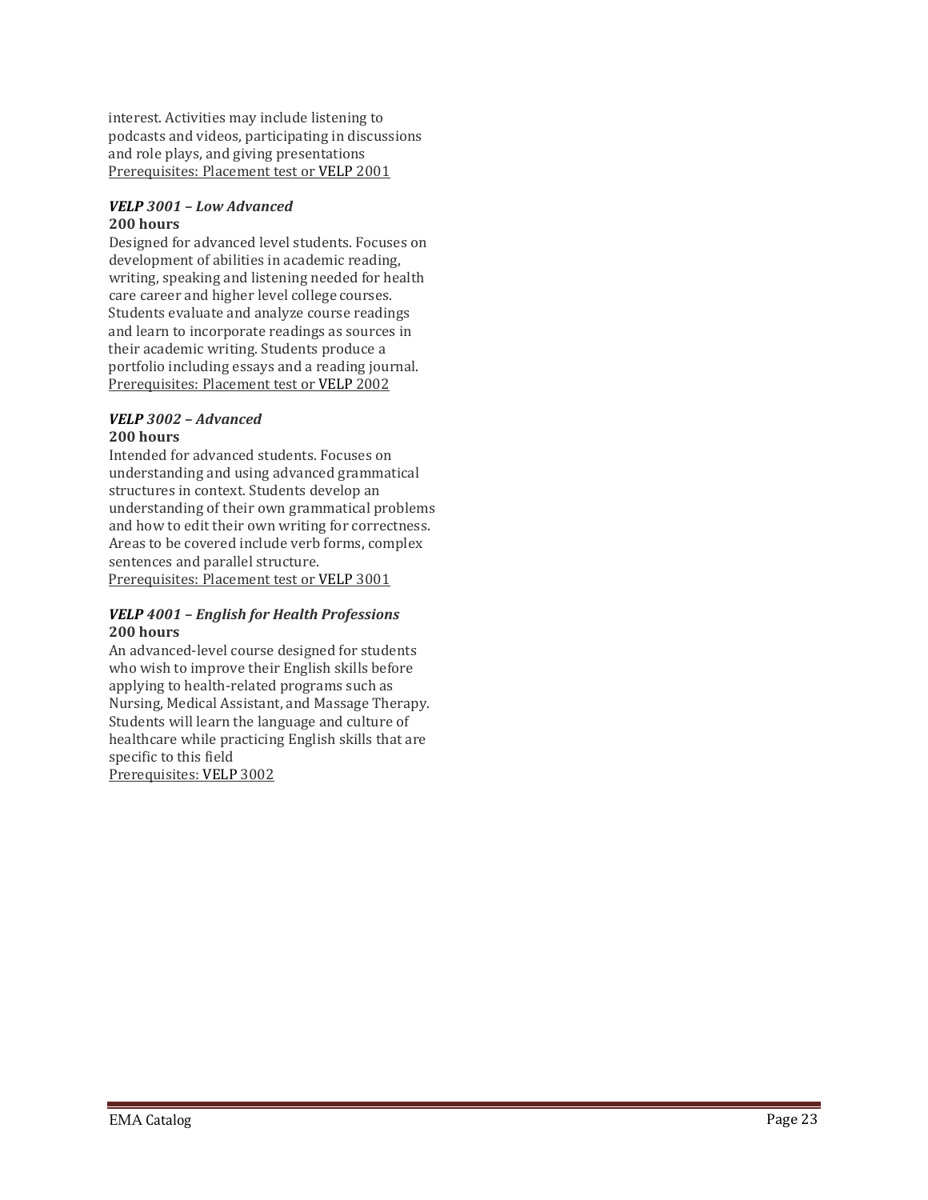interest. Activities may include listening to podcasts and videos, participating in discussions and role plays, and giving presentations
Prerequisites: Placement test or VELP 2001

***VELP 3001 – Low Advanced***
**200 hours**
Designed for advanced level students. Focuses on development of abilities in academic reading, writing, speaking and listening needed for health care career and higher level college courses. Students evaluate and analyze course readings and learn to incorporate readings as sources in their academic writing. Students produce a portfolio including essays and a reading journal.
Prerequisites: Placement test or VELP 2002

***VELP 3002 – Advanced***
**200 hours**
Intended for advanced students. Focuses on understanding and using advanced grammatical structures in context. Students develop an understanding of their own grammatical problems and how to edit their own writing for correctness. Areas to be covered include verb forms, complex sentences and parallel structure.
Prerequisites: Placement test or VELP 3001

***VELP 4001 – English for Health Professions***
**200 hours**
An advanced-level course designed for students who wish to improve their English skills before applying to health-related programs such as Nursing, Medical Assistant, and Massage Therapy. Students will learn the language and culture of healthcare while practicing English skills that are specific to this field
Prerequisites: VELP 3002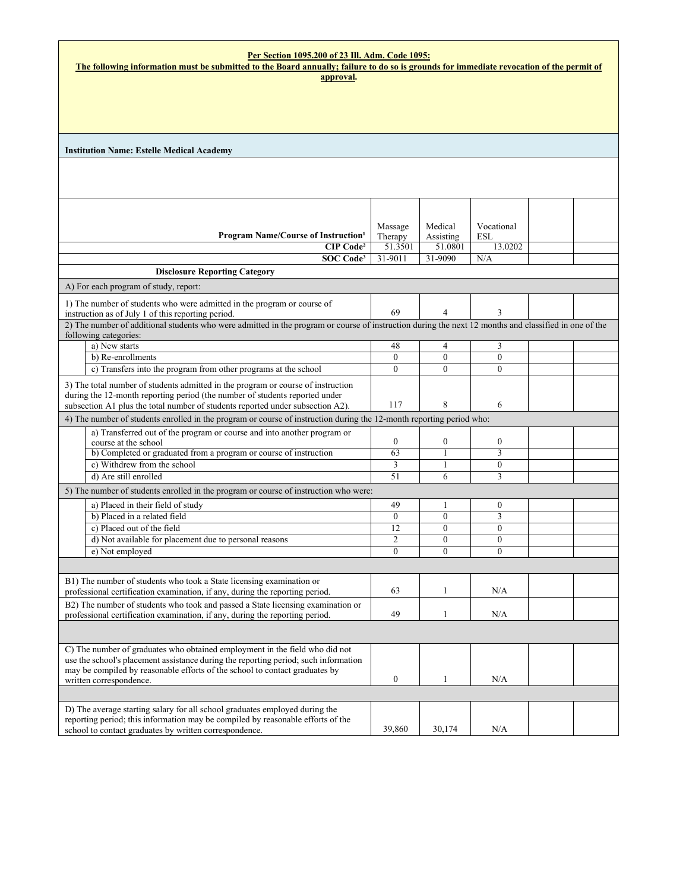**Per Section 1095.200 of 23 Ill. Adm. Code 1095:**
**The following information must be submitted to the Board annually; failure to do so is grounds for immediate revocation of the permit of approval.**

**Institution Name: Estelle Medical Academy**

| **Program Name/Course of Instruction**[1] | Massage Therapy | Medical Assisting | Vocational ESL | | |
|---|---|---|---|---|---|
| **CIP Code**[2] | 51.3501 | 51.0801 | 13.0202 | | |
| **SOC Code**[3] | 31-9011 | 31-9090 | N/A | | |
| **Disclosure Reporting Category** | | | | | |
| A) For each program of study, report: | | | | | |
| 1) The number of students who were admitted in the program or course of instruction as of July 1 of this reporting period. | 69 | 4 | 3 | | |
| 2) The number of additional students who were admitted in the program or course of instruction during the next 12 months and classified in one of the following categories: | | | | | |
| a) New starts | 48 | 4 | 3 | | |
| b) Re-enrollments | 0 | 0 | 0 | | |
| c) Transfers into the program from other programs at the school | 0 | 0 | 0 | | |
| 3) The total number of students admitted in the program or course of instruction during the 12-month reporting period (the number of students reported under subsection A1 plus the total number of students reported under subsection A2). | 117 | 8 | 6 | | |
| 4) The number of students enrolled in the program or course of instruction during the 12-month reporting period who: | | | | | |
| a) Transferred out of the program or course and into another program or course at the school | 0 | 0 | 0 | | |
| b) Completed or graduated from a program or course of instruction | 63 | 1 | 3 | | |
| c) Withdrew from the school | 3 | 1 | 0 | | |
| d) Are still enrolled | 51 | 6 | 3 | | |
| 5) The number of students enrolled in the program or course of instruction who were: | | | | | |
| a) Placed in their field of study | 49 | 1 | 0 | | |
| b) Placed in a related field | 0 | 0 | 3 | | |
| c) Placed out of the field | 12 | 0 | 0 | | |
| d) Not available for placement due to personal reasons | 2 | 0 | 0 | | |
| e) Not employed | 0 | 0 | 0 | | |
| B1) The number of students who took a State licensing examination or professional certification examination, if any, during the reporting period. | 63 | 1 | N/A | | |
| B2) The number of students who took and passed a State licensing examination or professional certification examination, if any, during the reporting period. | 49 | 1 | N/A | | |
| C) The number of graduates who obtained employment in the field who did not use the school's placement assistance during the reporting period; such information may be compiled by reasonable efforts of the school to contact graduates by written correspondence. | 0 | 1 | N/A | | |
| D) The average starting salary for all school graduates employed during the reporting period; this information may be compiled by reasonable efforts of the school to contact graduates by written correspondence. | 39,860 | 30,174 | N/A | | |